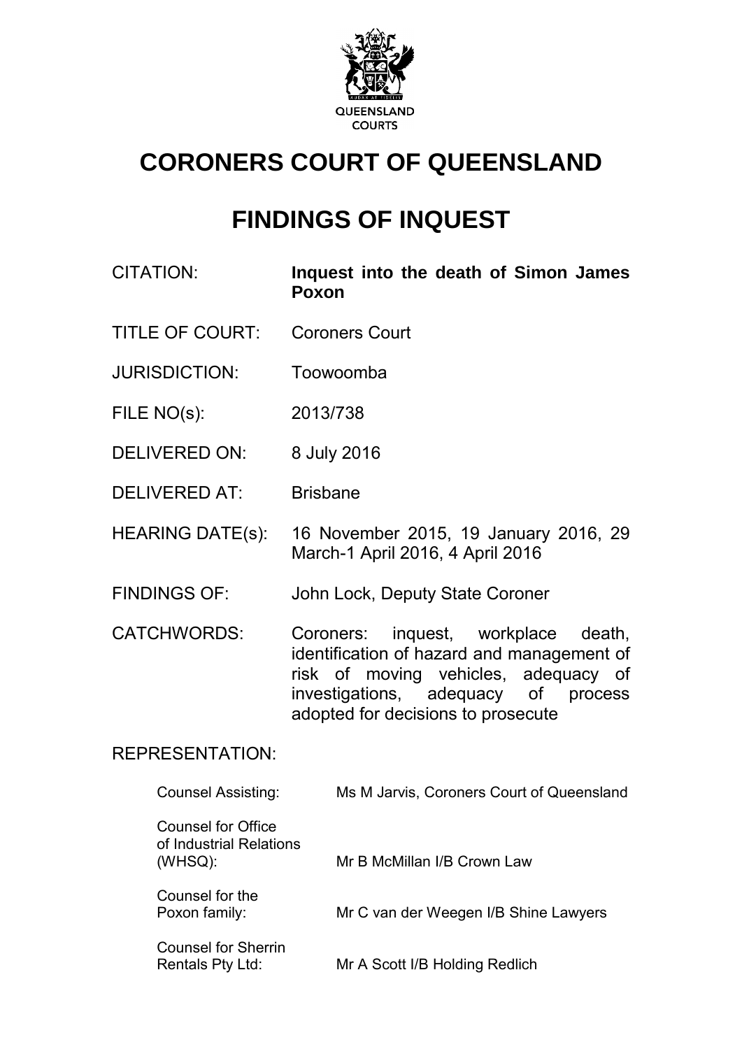QUEENSLAND COURTS

# CORONERS COURT OF QUEENSLAND

# FINDINGS OF INQUEST

| | |
|---|---|
| CITATION: | **Inquest into the death of Simon James Poxon** |
| TITLE OF COURT: | Coroners Court |
| JURISDICTION: | Toowoomba |
| FILE NO(s): | 2013/738 |
| DELIVERED ON: | 8 July 2016 |
| DELIVERED AT: | Brisbane |
| HEARING DATE(s): | 16 November 2015, 19 January 2016, 29 March-1 April 2016, 4 April 2016 |
| FINDINGS OF: | John Lock, Deputy State Coroner |
| CATCHWORDS: | Coroners: inquest, workplace death, identification of hazard and management of risk of moving vehicles, adequacy of investigations, adequacy of process adopted for decisions to prosecute |

REPRESENTATION:

| | |
|---|---|
| Counsel Assisting: | Ms M Jarvis, Coroners Court of Queensland |
| Counsel for Office of Industrial Relations (WHSQ): | Mr B McMillan I/B Crown Law |
| Counsel for the Poxon family: | Mr C van der Weegen I/B Shine Lawyers |
| Counsel for Sherrin Rentals Pty Ltd: | Mr A Scott I/B Holding Redlich |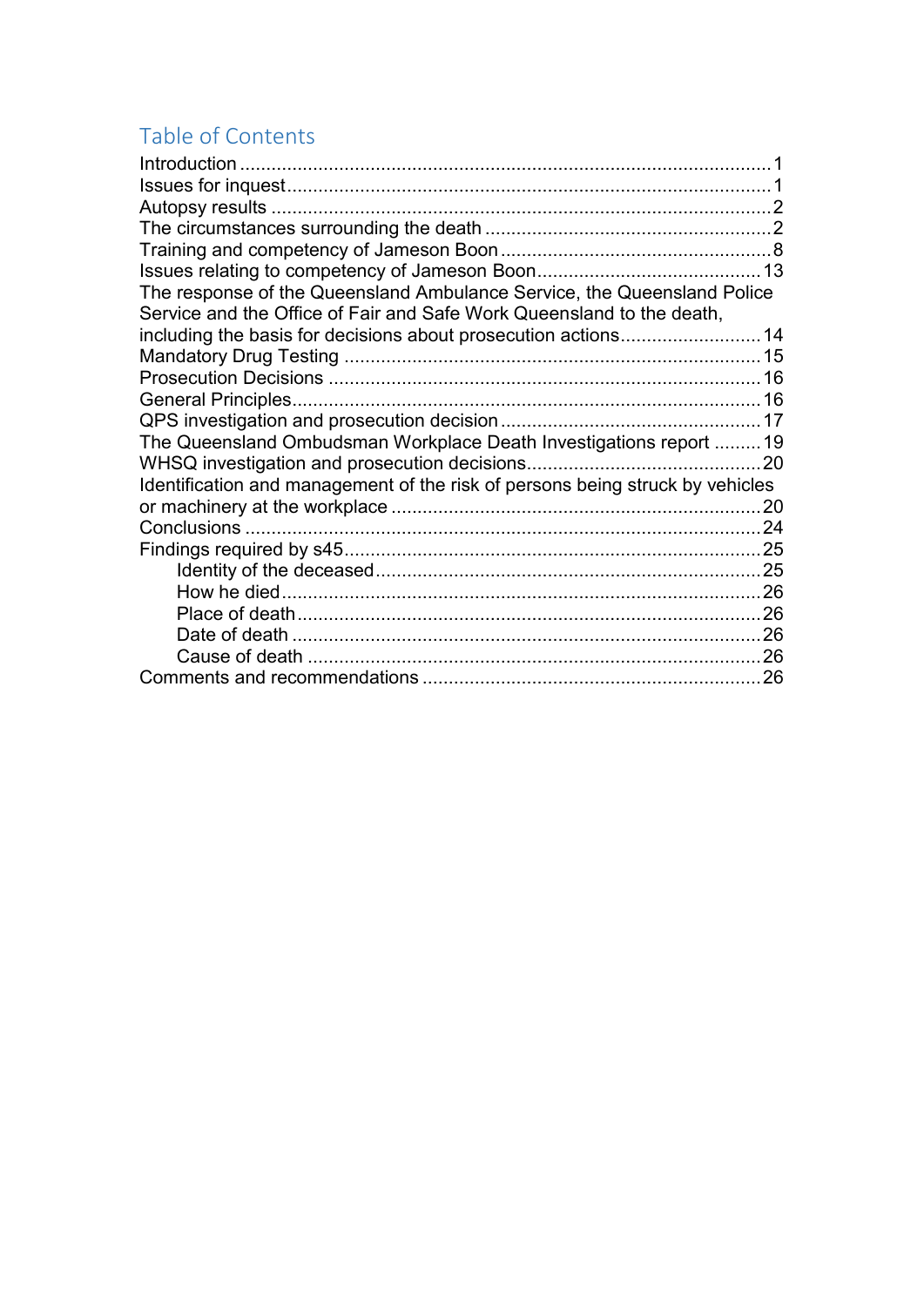## Table of Contents

- Introduction ..... 1
- Issues for inquest ..... 1
- Autopsy results ..... 2
- The circumstances surrounding the death ..... 2
- Training and competency of Jameson Boon ..... 8
- Issues relating to competency of Jameson Boon ..... 13
- The response of the Queensland Ambulance Service, the Queensland Police Service and the Office of Fair and Safe Work Queensland to the death, including the basis for decisions about prosecution actions ..... 14
- Mandatory Drug Testing ..... 15
- Prosecution Decisions ..... 16
- General Principles ..... 16
- QPS investigation and prosecution decision ..... 17
- The Queensland Ombudsman Workplace Death Investigations report ..... 19
- WHSQ investigation and prosecution decisions ..... 20
- Identification and management of the risk of persons being struck by vehicles or machinery at the workplace ..... 20
- Conclusions ..... 24
- Findings required by s45 ..... 25
  - Identity of the deceased ..... 25
  - How he died ..... 26
  - Place of death ..... 26
  - Date of death ..... 26
  - Cause of death ..... 26
- Comments and recommendations ..... 26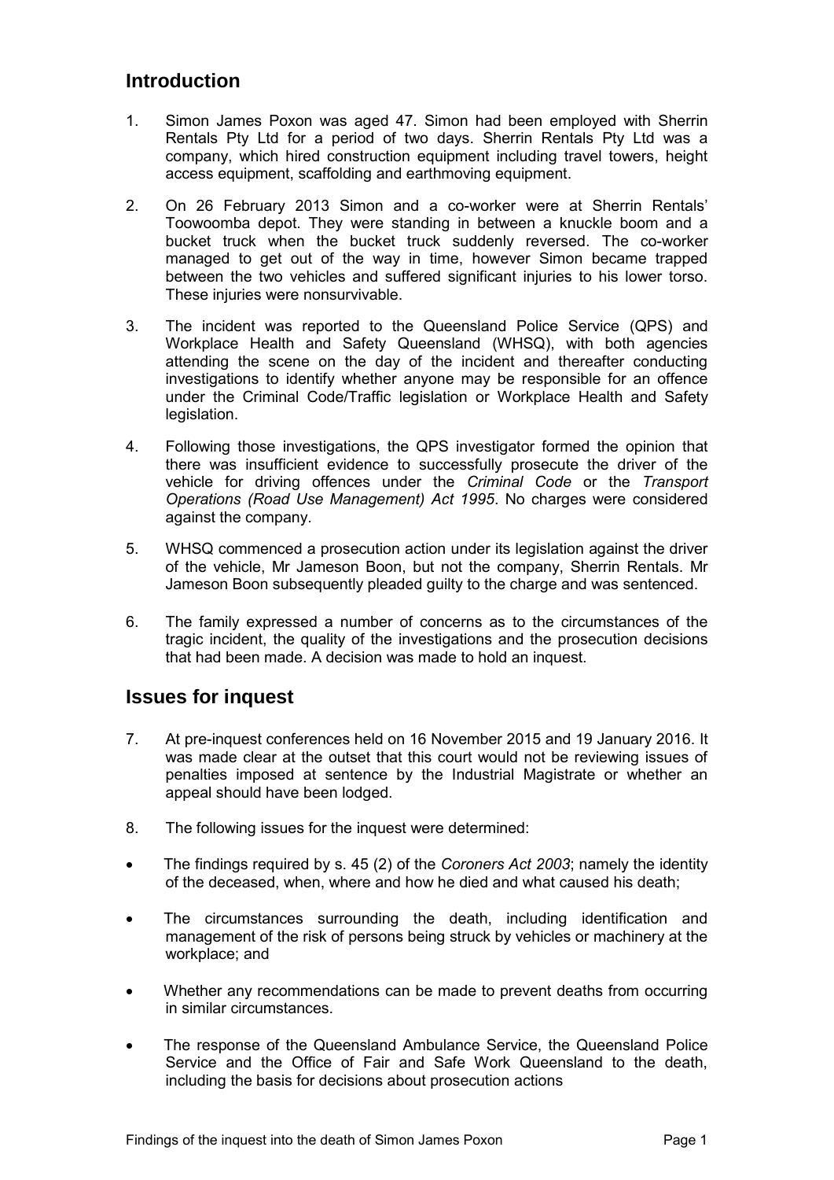## Introduction

1. Simon James Poxon was aged 47. Simon had been employed with Sherrin Rentals Pty Ltd for a period of two days. Sherrin Rentals Pty Ltd was a company, which hired construction equipment including travel towers, height access equipment, scaffolding and earthmoving equipment.

2. On 26 February 2013 Simon and a co-worker were at Sherrin Rentals' Toowoomba depot. They were standing in between a knuckle boom and a bucket truck when the bucket truck suddenly reversed. The co-worker managed to get out of the way in time, however Simon became trapped between the two vehicles and suffered significant injuries to his lower torso. These injuries were nonsurvivable.

3. The incident was reported to the Queensland Police Service (QPS) and Workplace Health and Safety Queensland (WHSQ), with both agencies attending the scene on the day of the incident and thereafter conducting investigations to identify whether anyone may be responsible for an offence under the Criminal Code/Traffic legislation or Workplace Health and Safety legislation.

4. Following those investigations, the QPS investigator formed the opinion that there was insufficient evidence to successfully prosecute the driver of the vehicle for driving offences under the *Criminal Code* or the *Transport Operations (Road Use Management) Act 1995*. No charges were considered against the company.

5. WHSQ commenced a prosecution action under its legislation against the driver of the vehicle, Mr Jameson Boon, but not the company, Sherrin Rentals. Mr Jameson Boon subsequently pleaded guilty to the charge and was sentenced.

6. The family expressed a number of concerns as to the circumstances of the tragic incident, the quality of the investigations and the prosecution decisions that had been made. A decision was made to hold an inquest.

## Issues for inquest

7. At pre-inquest conferences held on 16 November 2015 and 19 January 2016. It was made clear at the outset that this court would not be reviewing issues of penalties imposed at sentence by the Industrial Magistrate or whether an appeal should have been lodged.

8. The following issues for the inquest were determined:

- The findings required by s. 45 (2) of the *Coroners Act 2003*; namely the identity of the deceased, when, where and how he died and what caused his death;
- The circumstances surrounding the death, including identification and management of the risk of persons being struck by vehicles or machinery at the workplace; and
- Whether any recommendations can be made to prevent deaths from occurring in similar circumstances.
- The response of the Queensland Ambulance Service, the Queensland Police Service and the Office of Fair and Safe Work Queensland to the death, including the basis for decisions about prosecution actions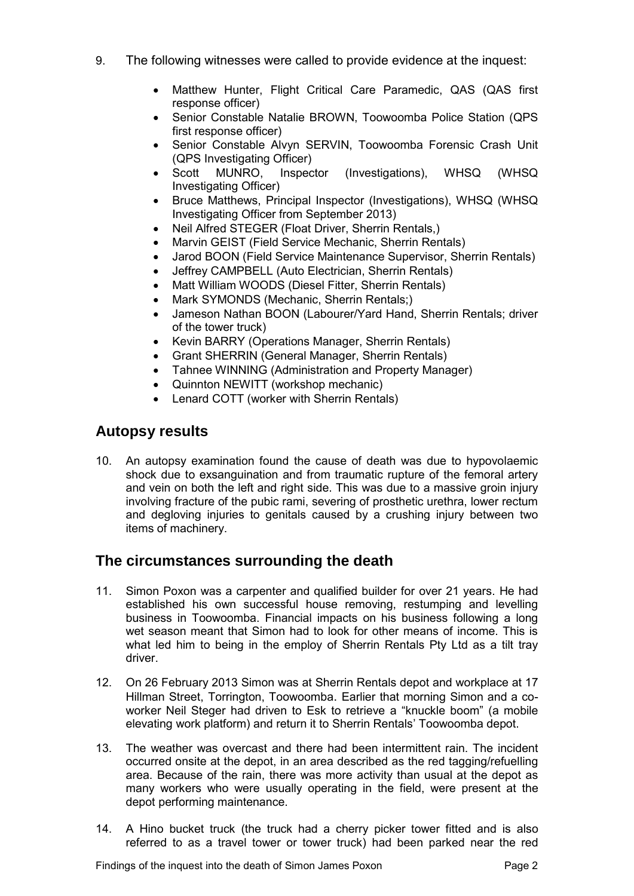9. The following witnesses were called to provide evidence at the inquest:

   - Matthew Hunter, Flight Critical Care Paramedic, QAS (QAS first response officer)
   - Senior Constable Natalie BROWN, Toowoomba Police Station (QPS first response officer)
   - Senior Constable Alvyn SERVIN, Toowoomba Forensic Crash Unit (QPS Investigating Officer)
   - Scott MUNRO, Inspector (Investigations), WHSQ (WHSQ Investigating Officer)
   - Bruce Matthews, Principal Inspector (Investigations), WHSQ (WHSQ Investigating Officer from September 2013)
   - Neil Alfred STEGER (Float Driver, Sherrin Rentals,)
   - Marvin GEIST (Field Service Mechanic, Sherrin Rentals)
   - Jarod BOON (Field Service Maintenance Supervisor, Sherrin Rentals)
   - Jeffrey CAMPBELL (Auto Electrician, Sherrin Rentals)
   - Matt William WOODS (Diesel Fitter, Sherrin Rentals)
   - Mark SYMONDS (Mechanic, Sherrin Rentals;)
   - Jameson Nathan BOON (Labourer/Yard Hand, Sherrin Rentals; driver of the tower truck)
   - Kevin BARRY (Operations Manager, Sherrin Rentals)
   - Grant SHERRIN (General Manager, Sherrin Rentals)
   - Tahnee WINNING (Administration and Property Manager)
   - Quinnton NEWITT (workshop mechanic)
   - Lenard COTT (worker with Sherrin Rentals)

## Autopsy results

10. An autopsy examination found the cause of death was due to hypovolaemic shock due to exsanguination and from traumatic rupture of the femoral artery and vein on both the left and right side. This was due to a massive groin injury involving fracture of the pubic rami, severing of prosthetic urethra, lower rectum and degloving injuries to genitals caused by a crushing injury between two items of machinery.

## The circumstances surrounding the death

11. Simon Poxon was a carpenter and qualified builder for over 21 years. He had established his own successful house removing, restumping and levelling business in Toowoomba. Financial impacts on his business following a long wet season meant that Simon had to look for other means of income. This is what led him to being in the employ of Sherrin Rentals Pty Ltd as a tilt tray driver.

12. On 26 February 2013 Simon was at Sherrin Rentals depot and workplace at 17 Hillman Street, Torrington, Toowoomba. Earlier that morning Simon and a co-worker Neil Steger had driven to Esk to retrieve a "knuckle boom" (a mobile elevating work platform) and return it to Sherrin Rentals' Toowoomba depot.

13. The weather was overcast and there had been intermittent rain. The incident occurred onsite at the depot, in an area described as the red tagging/refuelling area. Because of the rain, there was more activity than usual at the depot as many workers who were usually operating in the field, were present at the depot performing maintenance.

14. A Hino bucket truck (the truck had a cherry picker tower fitted and is also referred to as a travel tower or tower truck) had been parked near the red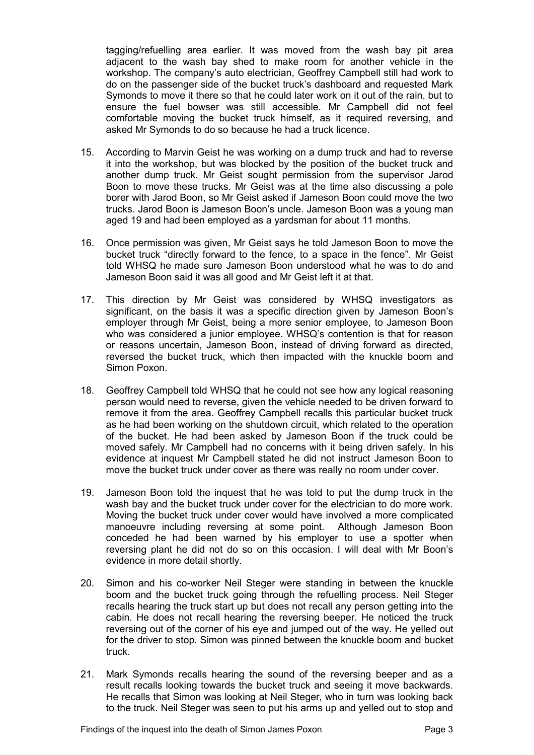tagging/refuelling area earlier. It was moved from the wash bay pit area adjacent to the wash bay shed to make room for another vehicle in the workshop. The company's auto electrician, Geoffrey Campbell still had work to do on the passenger side of the bucket truck's dashboard and requested Mark Symonds to move it there so that he could later work on it out of the rain, but to ensure the fuel bowser was still accessible. Mr Campbell did not feel comfortable moving the bucket truck himself, as it required reversing, and asked Mr Symonds to do so because he had a truck licence.

15. According to Marvin Geist he was working on a dump truck and had to reverse it into the workshop, but was blocked by the position of the bucket truck and another dump truck. Mr Geist sought permission from the supervisor Jarod Boon to move these trucks. Mr Geist was at the time also discussing a pole borer with Jarod Boon, so Mr Geist asked if Jameson Boon could move the two trucks. Jarod Boon is Jameson Boon's uncle. Jameson Boon was a young man aged 19 and had been employed as a yardsman for about 11 months.

16. Once permission was given, Mr Geist says he told Jameson Boon to move the bucket truck "directly forward to the fence, to a space in the fence". Mr Geist told WHSQ he made sure Jameson Boon understood what he was to do and Jameson Boon said it was all good and Mr Geist left it at that.

17. This direction by Mr Geist was considered by WHSQ investigators as significant, on the basis it was a specific direction given by Jameson Boon's employer through Mr Geist, being a more senior employee, to Jameson Boon who was considered a junior employee. WHSQ's contention is that for reason or reasons uncertain, Jameson Boon, instead of driving forward as directed, reversed the bucket truck, which then impacted with the knuckle boom and Simon Poxon.

18. Geoffrey Campbell told WHSQ that he could not see how any logical reasoning person would need to reverse, given the vehicle needed to be driven forward to remove it from the area. Geoffrey Campbell recalls this particular bucket truck as he had been working on the shutdown circuit, which related to the operation of the bucket. He had been asked by Jameson Boon if the truck could be moved safely. Mr Campbell had no concerns with it being driven safely. In his evidence at inquest Mr Campbell stated he did not instruct Jameson Boon to move the bucket truck under cover as there was really no room under cover.

19. Jameson Boon told the inquest that he was told to put the dump truck in the wash bay and the bucket truck under cover for the electrician to do more work. Moving the bucket truck under cover would have involved a more complicated manoeuvre including reversing at some point. Although Jameson Boon conceded he had been warned by his employer to use a spotter when reversing plant he did not do so on this occasion. I will deal with Mr Boon's evidence in more detail shortly.

20. Simon and his co-worker Neil Steger were standing in between the knuckle boom and the bucket truck going through the refuelling process. Neil Steger recalls hearing the truck start up but does not recall any person getting into the cabin. He does not recall hearing the reversing beeper. He noticed the truck reversing out of the corner of his eye and jumped out of the way. He yelled out for the driver to stop. Simon was pinned between the knuckle boom and bucket truck.

21. Mark Symonds recalls hearing the sound of the reversing beeper and as a result recalls looking towards the bucket truck and seeing it move backwards. He recalls that Simon was looking at Neil Steger, who in turn was looking back to the truck. Neil Steger was seen to put his arms up and yelled out to stop and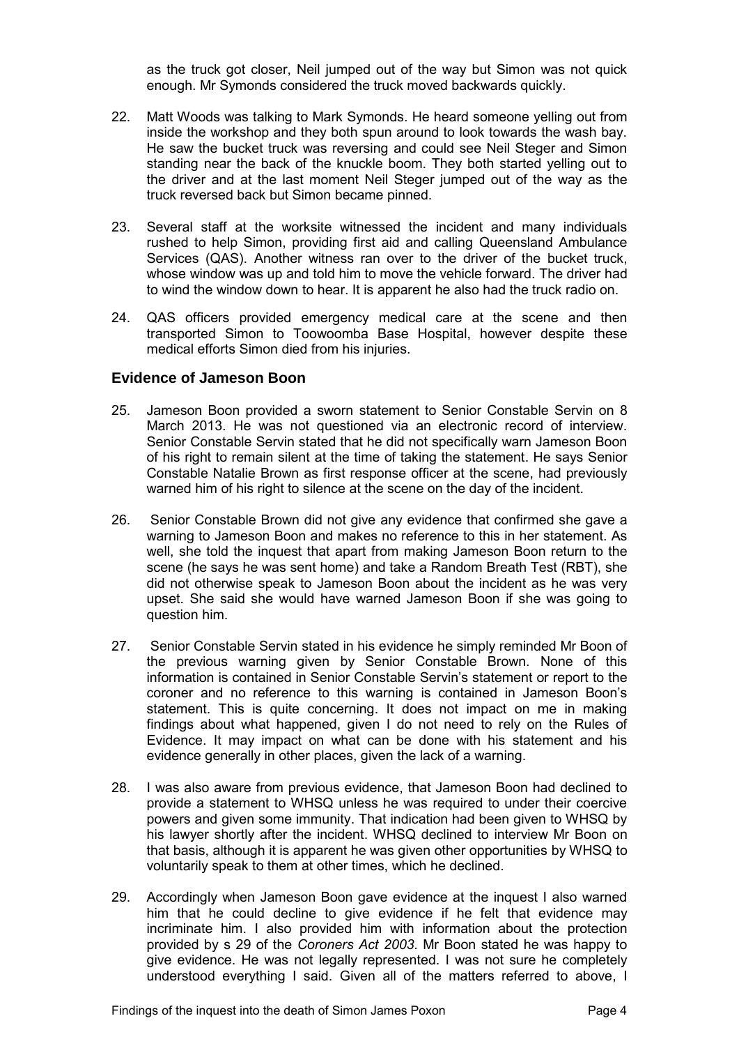as the truck got closer, Neil jumped out of the way but Simon was not quick enough. Mr Symonds considered the truck moved backwards quickly.

22. Matt Woods was talking to Mark Symonds. He heard someone yelling out from inside the workshop and they both spun around to look towards the wash bay. He saw the bucket truck was reversing and could see Neil Steger and Simon standing near the back of the knuckle boom. They both started yelling out to the driver and at the last moment Neil Steger jumped out of the way as the truck reversed back but Simon became pinned.

23. Several staff at the worksite witnessed the incident and many individuals rushed to help Simon, providing first aid and calling Queensland Ambulance Services (QAS). Another witness ran over to the driver of the bucket truck, whose window was up and told him to move the vehicle forward. The driver had to wind the window down to hear. It is apparent he also had the truck radio on.

24. QAS officers provided emergency medical care at the scene and then transported Simon to Toowoomba Base Hospital, however despite these medical efforts Simon died from his injuries.

## Evidence of Jameson Boon

25. Jameson Boon provided a sworn statement to Senior Constable Servin on 8 March 2013. He was not questioned via an electronic record of interview. Senior Constable Servin stated that he did not specifically warn Jameson Boon of his right to remain silent at the time of taking the statement. He says Senior Constable Natalie Brown as first response officer at the scene, had previously warned him of his right to silence at the scene on the day of the incident.

26. Senior Constable Brown did not give any evidence that confirmed she gave a warning to Jameson Boon and makes no reference to this in her statement. As well, she told the inquest that apart from making Jameson Boon return to the scene (he says he was sent home) and take a Random Breath Test (RBT), she did not otherwise speak to Jameson Boon about the incident as he was very upset. She said she would have warned Jameson Boon if she was going to question him.

27. Senior Constable Servin stated in his evidence he simply reminded Mr Boon of the previous warning given by Senior Constable Brown. None of this information is contained in Senior Constable Servin's statement or report to the coroner and no reference to this warning is contained in Jameson Boon's statement. This is quite concerning. It does not impact on me in making findings about what happened, given I do not need to rely on the Rules of Evidence. It may impact on what can be done with his statement and his evidence generally in other places, given the lack of a warning.

28. I was also aware from previous evidence, that Jameson Boon had declined to provide a statement to WHSQ unless he was required to under their coercive powers and given some immunity. That indication had been given to WHSQ by his lawyer shortly after the incident. WHSQ declined to interview Mr Boon on that basis, although it is apparent he was given other opportunities by WHSQ to voluntarily speak to them at other times, which he declined.

29. Accordingly when Jameson Boon gave evidence at the inquest I also warned him that he could decline to give evidence if he felt that evidence may incriminate him. I also provided him with information about the protection provided by s 29 of the *Coroners Act 2003*. Mr Boon stated he was happy to give evidence. He was not legally represented. I was not sure he completely understood everything I said. Given all of the matters referred to above, I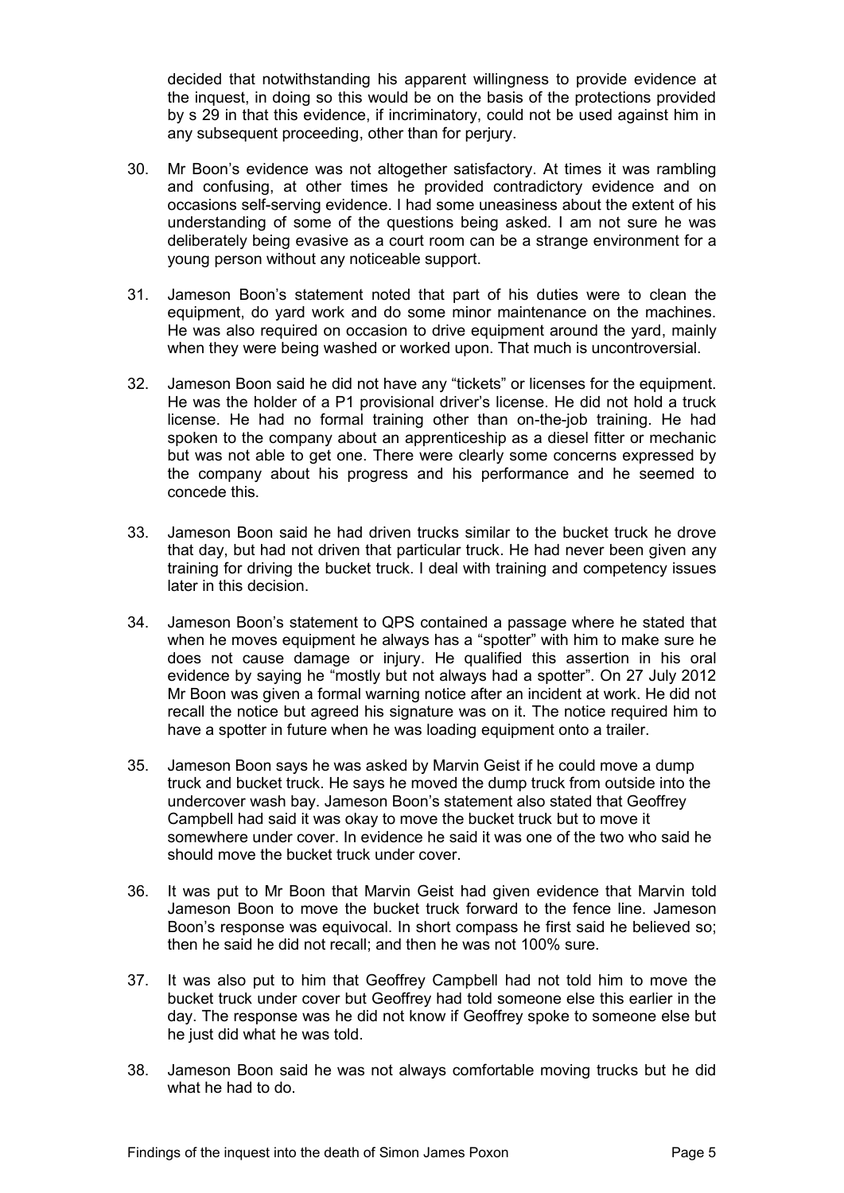decided that notwithstanding his apparent willingness to provide evidence at the inquest, in doing so this would be on the basis of the protections provided by s 29 in that this evidence, if incriminatory, could not be used against him in any subsequent proceeding, other than for perjury.

30. Mr Boon's evidence was not altogether satisfactory. At times it was rambling and confusing, at other times he provided contradictory evidence and on occasions self-serving evidence. I had some uneasiness about the extent of his understanding of some of the questions being asked. I am not sure he was deliberately being evasive as a court room can be a strange environment for a young person without any noticeable support.

31. Jameson Boon's statement noted that part of his duties were to clean the equipment, do yard work and do some minor maintenance on the machines. He was also required on occasion to drive equipment around the yard, mainly when they were being washed or worked upon. That much is uncontroversial.

32. Jameson Boon said he did not have any "tickets" or licenses for the equipment. He was the holder of a P1 provisional driver's license. He did not hold a truck license. He had no formal training other than on-the-job training. He had spoken to the company about an apprenticeship as a diesel fitter or mechanic but was not able to get one. There were clearly some concerns expressed by the company about his progress and his performance and he seemed to concede this.

33. Jameson Boon said he had driven trucks similar to the bucket truck he drove that day, but had not driven that particular truck. He had never been given any training for driving the bucket truck. I deal with training and competency issues later in this decision.

34. Jameson Boon's statement to QPS contained a passage where he stated that when he moves equipment he always has a "spotter" with him to make sure he does not cause damage or injury. He qualified this assertion in his oral evidence by saying he "mostly but not always had a spotter". On 27 July 2012 Mr Boon was given a formal warning notice after an incident at work. He did not recall the notice but agreed his signature was on it. The notice required him to have a spotter in future when he was loading equipment onto a trailer.

35. Jameson Boon says he was asked by Marvin Geist if he could move a dump truck and bucket truck. He says he moved the dump truck from outside into the undercover wash bay. Jameson Boon's statement also stated that Geoffrey Campbell had said it was okay to move the bucket truck but to move it somewhere under cover. In evidence he said it was one of the two who said he should move the bucket truck under cover.

36. It was put to Mr Boon that Marvin Geist had given evidence that Marvin told Jameson Boon to move the bucket truck forward to the fence line. Jameson Boon's response was equivocal. In short compass he first said he believed so; then he said he did not recall; and then he was not 100% sure.

37. It was also put to him that Geoffrey Campbell had not told him to move the bucket truck under cover but Geoffrey had told someone else this earlier in the day. The response was he did not know if Geoffrey spoke to someone else but he just did what he was told.

38. Jameson Boon said he was not always comfortable moving trucks but he did what he had to do.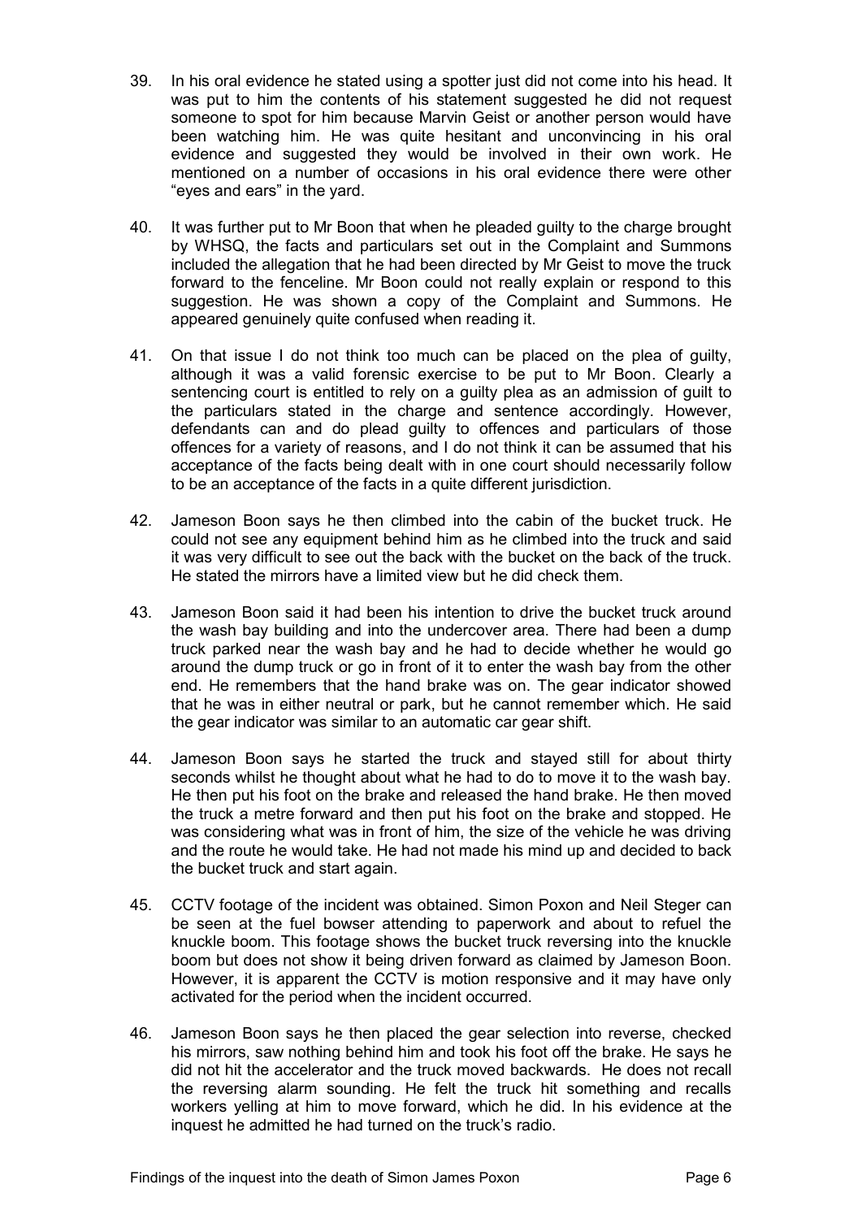39. In his oral evidence he stated using a spotter just did not come into his head. It was put to him the contents of his statement suggested he did not request someone to spot for him because Marvin Geist or another person would have been watching him. He was quite hesitant and unconvincing in his oral evidence and suggested they would be involved in their own work. He mentioned on a number of occasions in his oral evidence there were other "eyes and ears" in the yard.

40. It was further put to Mr Boon that when he pleaded guilty to the charge brought by WHSQ, the facts and particulars set out in the Complaint and Summons included the allegation that he had been directed by Mr Geist to move the truck forward to the fenceline. Mr Boon could not really explain or respond to this suggestion. He was shown a copy of the Complaint and Summons. He appeared genuinely quite confused when reading it.

41. On that issue I do not think too much can be placed on the plea of guilty, although it was a valid forensic exercise to be put to Mr Boon. Clearly a sentencing court is entitled to rely on a guilty plea as an admission of guilt to the particulars stated in the charge and sentence accordingly. However, defendants can and do plead guilty to offences and particulars of those offences for a variety of reasons, and I do not think it can be assumed that his acceptance of the facts being dealt with in one court should necessarily follow to be an acceptance of the facts in a quite different jurisdiction.

42. Jameson Boon says he then climbed into the cabin of the bucket truck. He could not see any equipment behind him as he climbed into the truck and said it was very difficult to see out the back with the bucket on the back of the truck. He stated the mirrors have a limited view but he did check them.

43. Jameson Boon said it had been his intention to drive the bucket truck around the wash bay building and into the undercover area. There had been a dump truck parked near the wash bay and he had to decide whether he would go around the dump truck or go in front of it to enter the wash bay from the other end. He remembers that the hand brake was on. The gear indicator showed that he was in either neutral or park, but he cannot remember which. He said the gear indicator was similar to an automatic car gear shift.

44. Jameson Boon says he started the truck and stayed still for about thirty seconds whilst he thought about what he had to do to move it to the wash bay. He then put his foot on the brake and released the hand brake. He then moved the truck a metre forward and then put his foot on the brake and stopped. He was considering what was in front of him, the size of the vehicle he was driving and the route he would take. He had not made his mind up and decided to back the bucket truck and start again.

45. CCTV footage of the incident was obtained. Simon Poxon and Neil Steger can be seen at the fuel bowser attending to paperwork and about to refuel the knuckle boom. This footage shows the bucket truck reversing into the knuckle boom but does not show it being driven forward as claimed by Jameson Boon. However, it is apparent the CCTV is motion responsive and it may have only activated for the period when the incident occurred.

46. Jameson Boon says he then placed the gear selection into reverse, checked his mirrors, saw nothing behind him and took his foot off the brake. He says he did not hit the accelerator and the truck moved backwards. He does not recall the reversing alarm sounding. He felt the truck hit something and recalls workers yelling at him to move forward, which he did. In his evidence at the inquest he admitted he had turned on the truck's radio.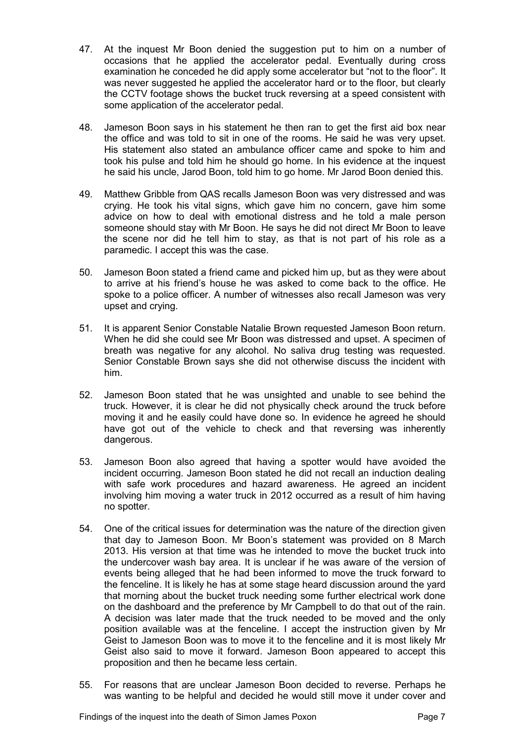47. At the inquest Mr Boon denied the suggestion put to him on a number of occasions that he applied the accelerator pedal. Eventually during cross examination he conceded he did apply some accelerator but "not to the floor". It was never suggested he applied the accelerator hard or to the floor, but clearly the CCTV footage shows the bucket truck reversing at a speed consistent with some application of the accelerator pedal.

48. Jameson Boon says in his statement he then ran to get the first aid box near the office and was told to sit in one of the rooms. He said he was very upset. His statement also stated an ambulance officer came and spoke to him and took his pulse and told him he should go home. In his evidence at the inquest he said his uncle, Jarod Boon, told him to go home. Mr Jarod Boon denied this.

49. Matthew Gribble from QAS recalls Jameson Boon was very distressed and was crying. He took his vital signs, which gave him no concern, gave him some advice on how to deal with emotional distress and he told a male person someone should stay with Mr Boon. He says he did not direct Mr Boon to leave the scene nor did he tell him to stay, as that is not part of his role as a paramedic. I accept this was the case.

50. Jameson Boon stated a friend came and picked him up, but as they were about to arrive at his friend's house he was asked to come back to the office. He spoke to a police officer. A number of witnesses also recall Jameson was very upset and crying.

51. It is apparent Senior Constable Natalie Brown requested Jameson Boon return. When he did she could see Mr Boon was distressed and upset. A specimen of breath was negative for any alcohol. No saliva drug testing was requested. Senior Constable Brown says she did not otherwise discuss the incident with him.

52. Jameson Boon stated that he was unsighted and unable to see behind the truck. However, it is clear he did not physically check around the truck before moving it and he easily could have done so. In evidence he agreed he should have got out of the vehicle to check and that reversing was inherently dangerous.

53. Jameson Boon also agreed that having a spotter would have avoided the incident occurring. Jameson Boon stated he did not recall an induction dealing with safe work procedures and hazard awareness. He agreed an incident involving him moving a water truck in 2012 occurred as a result of him having no spotter.

54. One of the critical issues for determination was the nature of the direction given that day to Jameson Boon. Mr Boon's statement was provided on 8 March 2013. His version at that time was he intended to move the bucket truck into the undercover wash bay area. It is unclear if he was aware of the version of events being alleged that he had been informed to move the truck forward to the fenceline. It is likely he has at some stage heard discussion around the yard that morning about the bucket truck needing some further electrical work done on the dashboard and the preference by Mr Campbell to do that out of the rain. A decision was later made that the truck needed to be moved and the only position available was at the fenceline. I accept the instruction given by Mr Geist to Jameson Boon was to move it to the fenceline and it is most likely Mr Geist also said to move it forward. Jameson Boon appeared to accept this proposition and then he became less certain.

55. For reasons that are unclear Jameson Boon decided to reverse. Perhaps he was wanting to be helpful and decided he would still move it under cover and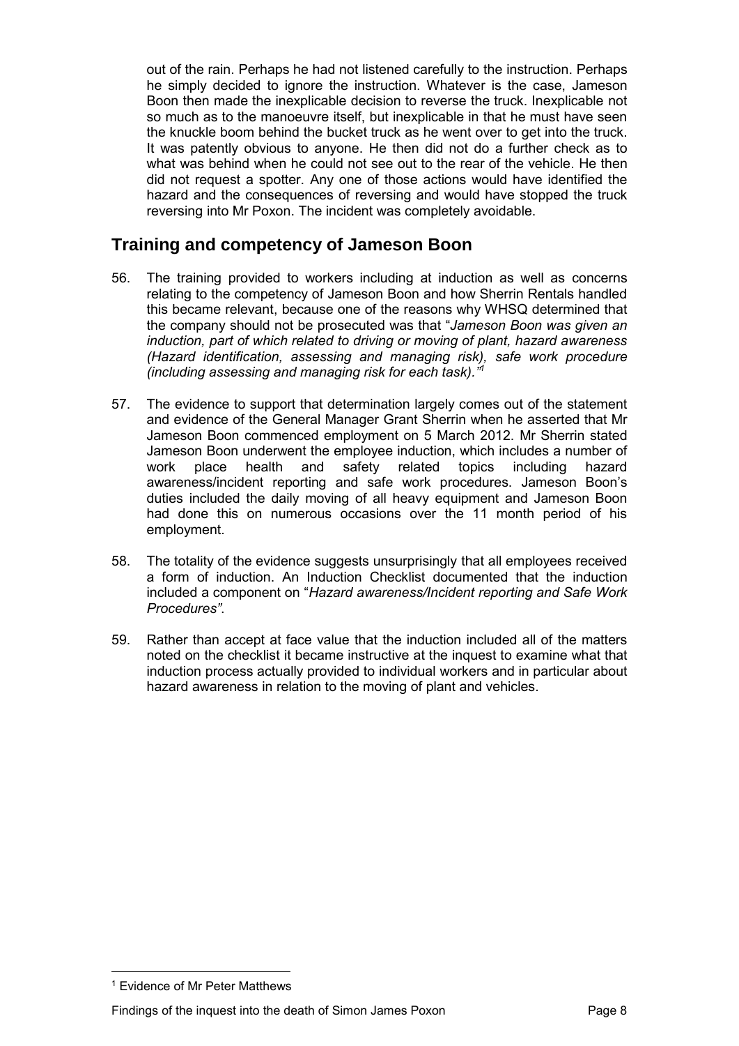out of the rain. Perhaps he had not listened carefully to the instruction. Perhaps he simply decided to ignore the instruction. Whatever is the case, Jameson Boon then made the inexplicable decision to reverse the truck. Inexplicable not so much as to the manoeuvre itself, but inexplicable in that he must have seen the knuckle boom behind the bucket truck as he went over to get into the truck. It was patently obvious to anyone. He then did not do a further check as to what was behind when he could not see out to the rear of the vehicle. He then did not request a spotter. Any one of those actions would have identified the hazard and the consequences of reversing and would have stopped the truck reversing into Mr Poxon. The incident was completely avoidable.

## Training and competency of Jameson Boon

56. The training provided to workers including at induction as well as concerns relating to the competency of Jameson Boon and how Sherrin Rentals handled this became relevant, because one of the reasons why WHSQ determined that the company should not be prosecuted was that "*Jameson Boon was given an induction, part of which related to driving or moving of plant, hazard awareness (Hazard identification, assessing and managing risk), safe work procedure (including assessing and managing risk for each task).*"[1]

57. The evidence to support that determination largely comes out of the statement and evidence of the General Manager Grant Sherrin when he asserted that Mr Jameson Boon commenced employment on 5 March 2012. Mr Sherrin stated Jameson Boon underwent the employee induction, which includes a number of work place health and safety related topics including hazard awareness/incident reporting and safe work procedures. Jameson Boon's duties included the daily moving of all heavy equipment and Jameson Boon had done this on numerous occasions over the 11 month period of his employment.

58. The totality of the evidence suggests unsurprisingly that all employees received a form of induction. An Induction Checklist documented that the induction included a component on "*Hazard awareness/Incident reporting and Safe Work Procedures"*.

59. Rather than accept at face value that the induction included all of the matters noted on the checklist it became instructive at the inquest to examine what that induction process actually provided to individual workers and in particular about hazard awareness in relation to the moving of plant and vehicles.

[1] Evidence of Mr Peter Matthews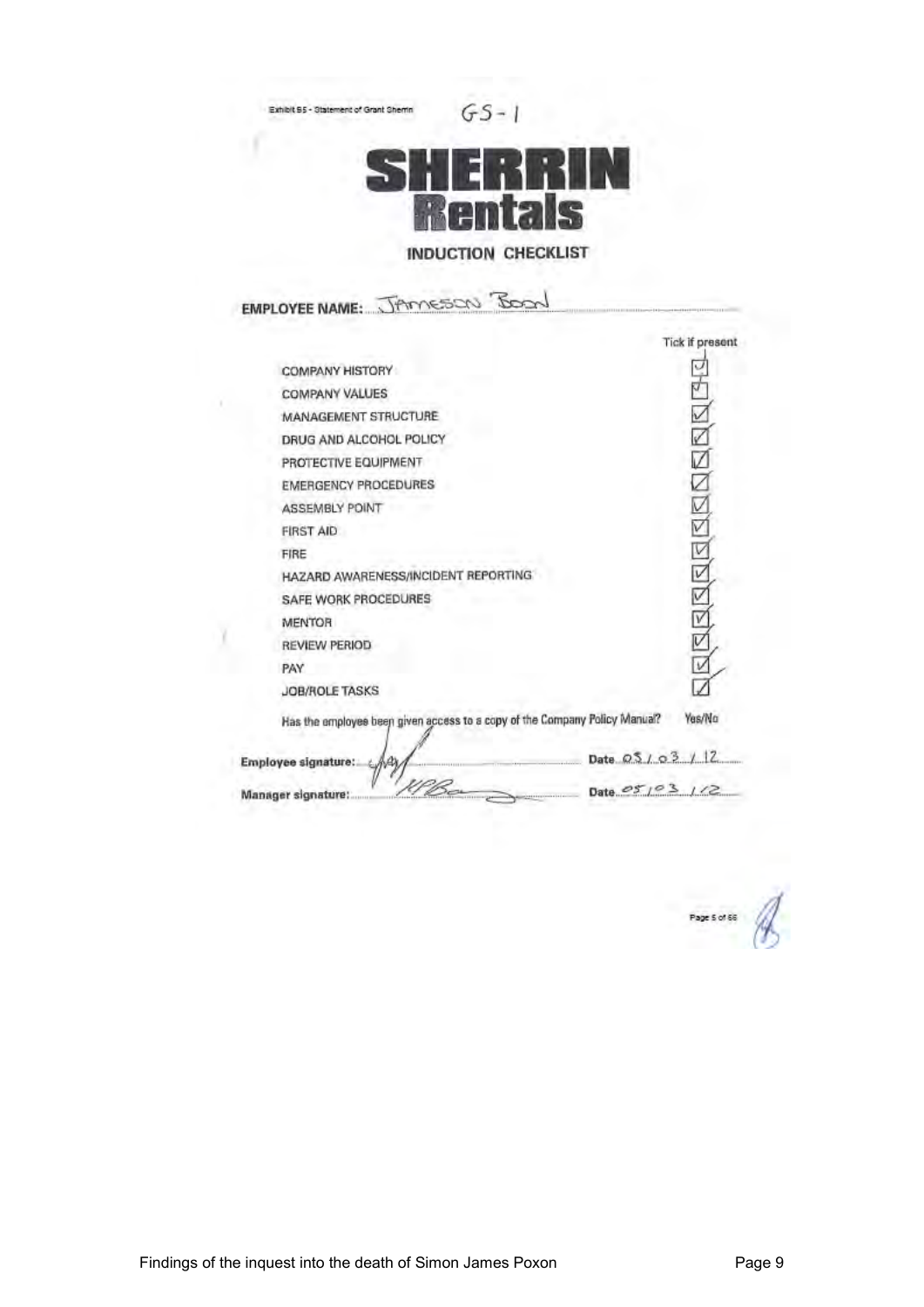Exhibit 55 - Statement of Grant Sherrin GS - 1

# SHERRIN Rentals

## INDUCTION CHECKLIST

**EMPLOYEE NAME:** Jameson Boon

| | Tick if present |
|---|---|
| COMPANY HISTORY | ☑ |
| COMPANY VALUES | ☑ |
| MANAGEMENT STRUCTURE | ☑ |
| DRUG AND ALCOHOL POLICY | ☑ |
| PROTECTIVE EQUIPMENT | ☑ |
| EMERGENCY PROCEDURES | ☑ |
| ASSEMBLY POINT | ☑ |
| FIRST AID | ☑ |
| FIRE | ☑ |
| HAZARD AWARENESS/INCIDENT REPORTING | ☑ |
| SAFE WORK PROCEDURES | ☑ |
| MENTOR | ☑ |
| REVIEW PERIOD | ☑ |
| PAY | ☑ |
| JOB/ROLE TASKS | ☑ |

Has the employee been given access to a copy of the Company Policy Manual? Yes/No

**Employee signature:** ______________ Date 05 / 03 / 12

**Manager signature:** ______________ Date 05 / 03 / 12

Page 5 of 56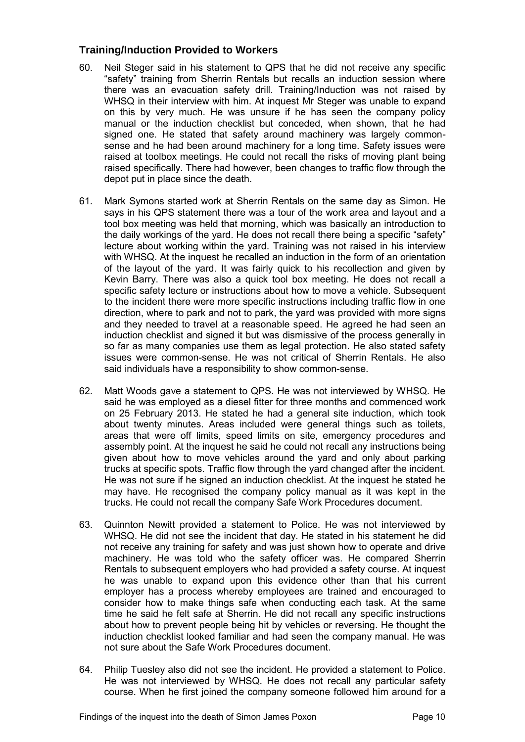### Training/Induction Provided to Workers

60. Neil Steger said in his statement to QPS that he did not receive any specific "safety" training from Sherrin Rentals but recalls an induction session where there was an evacuation safety drill. Training/Induction was not raised by WHSQ in their interview with him. At inquest Mr Steger was unable to expand on this by very much. He was unsure if he has seen the company policy manual or the induction checklist but conceded, when shown, that he had signed one. He stated that safety around machinery was largely common-sense and he had been around machinery for a long time. Safety issues were raised at toolbox meetings. He could not recall the risks of moving plant being raised specifically. There had however, been changes to traffic flow through the depot put in place since the death.

61. Mark Symons started work at Sherrin Rentals on the same day as Simon. He says in his QPS statement there was a tour of the work area and layout and a tool box meeting was held that morning, which was basically an introduction to the daily workings of the yard. He does not recall there being a specific "safety" lecture about working within the yard. Training was not raised in his interview with WHSQ. At the inquest he recalled an induction in the form of an orientation of the layout of the yard. It was fairly quick to his recollection and given by Kevin Barry. There was also a quick tool box meeting. He does not recall a specific safety lecture or instructions about how to move a vehicle. Subsequent to the incident there were more specific instructions including traffic flow in one direction, where to park and not to park, the yard was provided with more signs and they needed to travel at a reasonable speed. He agreed he had seen an induction checklist and signed it but was dismissive of the process generally in so far as many companies use them as legal protection. He also stated safety issues were common-sense. He was not critical of Sherrin Rentals. He also said individuals have a responsibility to show common-sense.

62. Matt Woods gave a statement to QPS. He was not interviewed by WHSQ. He said he was employed as a diesel fitter for three months and commenced work on 25 February 2013. He stated he had a general site induction, which took about twenty minutes. Areas included were general things such as toilets, areas that were off limits, speed limits on site, emergency procedures and assembly point. At the inquest he said he could not recall any instructions being given about how to move vehicles around the yard and only about parking trucks at specific spots. Traffic flow through the yard changed after the incident. He was not sure if he signed an induction checklist. At the inquest he stated he may have. He recognised the company policy manual as it was kept in the trucks. He could not recall the company Safe Work Procedures document.

63. Quinnton Newitt provided a statement to Police. He was not interviewed by WHSQ. He did not see the incident that day. He stated in his statement he did not receive any training for safety and was just shown how to operate and drive machinery. He was told who the safety officer was. He compared Sherrin Rentals to subsequent employers who had provided a safety course. At inquest he was unable to expand upon this evidence other than that his current employer has a process whereby employees are trained and encouraged to consider how to make things safe when conducting each task. At the same time he said he felt safe at Sherrin. He did not recall any specific instructions about how to prevent people being hit by vehicles or reversing. He thought the induction checklist looked familiar and had seen the company manual. He was not sure about the Safe Work Procedures document.

64. Philip Tuesley also did not see the incident. He provided a statement to Police. He was not interviewed by WHSQ. He does not recall any particular safety course. When he first joined the company someone followed him around for a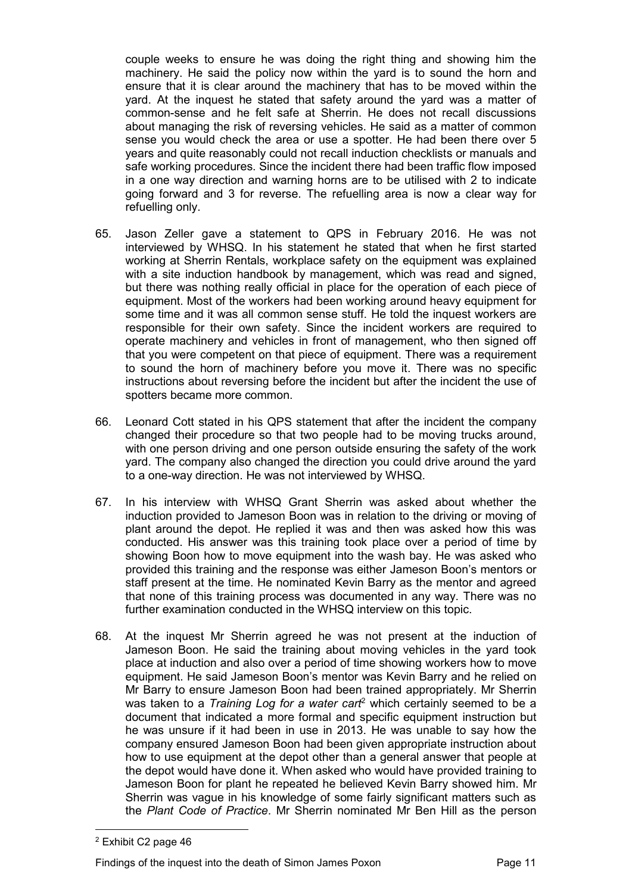couple weeks to ensure he was doing the right thing and showing him the machinery. He said the policy now within the yard is to sound the horn and ensure that it is clear around the machinery that has to be moved within the yard. At the inquest he stated that safety around the yard was a matter of common-sense and he felt safe at Sherrin. He does not recall discussions about managing the risk of reversing vehicles. He said as a matter of common sense you would check the area or use a spotter. He had been there over 5 years and quite reasonably could not recall induction checklists or manuals and safe working procedures. Since the incident there had been traffic flow imposed in a one way direction and warning horns are to be utilised with 2 to indicate going forward and 3 for reverse. The refuelling area is now a clear way for refuelling only.

65. Jason Zeller gave a statement to QPS in February 2016. He was not interviewed by WHSQ. In his statement he stated that when he first started working at Sherrin Rentals, workplace safety on the equipment was explained with a site induction handbook by management, which was read and signed, but there was nothing really official in place for the operation of each piece of equipment. Most of the workers had been working around heavy equipment for some time and it was all common sense stuff. He told the inquest workers are responsible for their own safety. Since the incident workers are required to operate machinery and vehicles in front of management, who then signed off that you were competent on that piece of equipment. There was a requirement to sound the horn of machinery before you move it. There was no specific instructions about reversing before the incident but after the incident the use of spotters became more common.

66. Leonard Cott stated in his QPS statement that after the incident the company changed their procedure so that two people had to be moving trucks around, with one person driving and one person outside ensuring the safety of the work yard. The company also changed the direction you could drive around the yard to a one-way direction. He was not interviewed by WHSQ.

67. In his interview with WHSQ Grant Sherrin was asked about whether the induction provided to Jameson Boon was in relation to the driving or moving of plant around the depot. He replied it was and then was asked how this was conducted. His answer was this training took place over a period of time by showing Boon how to move equipment into the wash bay. He was asked who provided this training and the response was either Jameson Boon's mentors or staff present at the time. He nominated Kevin Barry as the mentor and agreed that none of this training process was documented in any way. There was no further examination conducted in the WHSQ interview on this topic.

68. At the inquest Mr Sherrin agreed he was not present at the induction of Jameson Boon. He said the training about moving vehicles in the yard took place at induction and also over a period of time showing workers how to move equipment. He said Jameson Boon's mentor was Kevin Barry and he relied on Mr Barry to ensure Jameson Boon had been trained appropriately. Mr Sherrin was taken to a *Training Log for a water cart*[2] which certainly seemed to be a document that indicated a more formal and specific equipment instruction but he was unsure if it had been in use in 2013. He was unable to say how the company ensured Jameson Boon had been given appropriate instruction about how to use equipment at the depot other than a general answer that people at the depot would have done it. When asked who would have provided training to Jameson Boon for plant he repeated he believed Kevin Barry showed him. Mr Sherrin was vague in his knowledge of some fairly significant matters such as the *Plant Code of Practice*. Mr Sherrin nominated Mr Ben Hill as the person

[2] Exhibit C2 page 46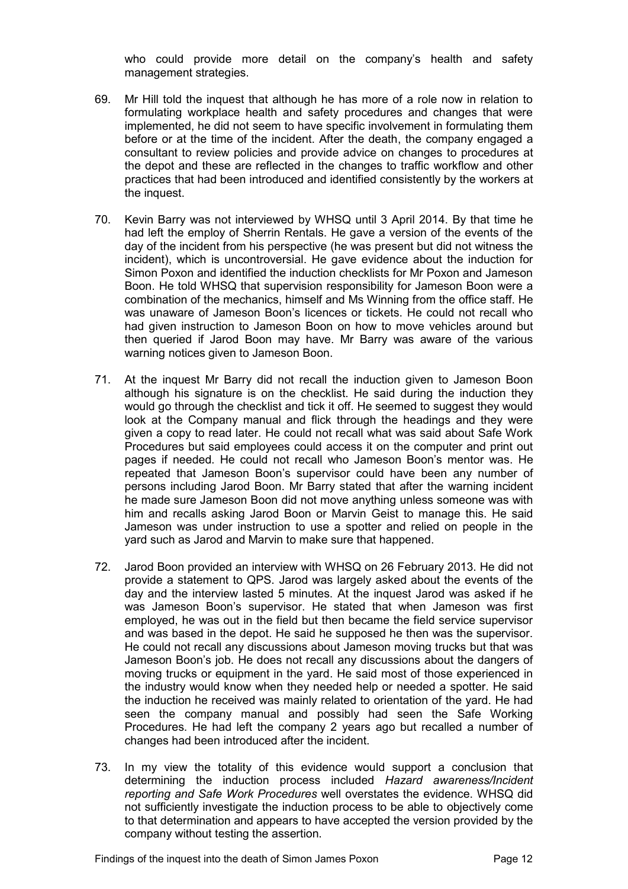who could provide more detail on the company's health and safety management strategies.

69. Mr Hill told the inquest that although he has more of a role now in relation to formulating workplace health and safety procedures and changes that were implemented, he did not seem to have specific involvement in formulating them before or at the time of the incident. After the death, the company engaged a consultant to review policies and provide advice on changes to procedures at the depot and these are reflected in the changes to traffic workflow and other practices that had been introduced and identified consistently by the workers at the inquest.

70. Kevin Barry was not interviewed by WHSQ until 3 April 2014. By that time he had left the employ of Sherrin Rentals. He gave a version of the events of the day of the incident from his perspective (he was present but did not witness the incident), which is uncontroversial. He gave evidence about the induction for Simon Poxon and identified the induction checklists for Mr Poxon and Jameson Boon. He told WHSQ that supervision responsibility for Jameson Boon were a combination of the mechanics, himself and Ms Winning from the office staff. He was unaware of Jameson Boon's licences or tickets. He could not recall who had given instruction to Jameson Boon on how to move vehicles around but then queried if Jarod Boon may have. Mr Barry was aware of the various warning notices given to Jameson Boon.

71. At the inquest Mr Barry did not recall the induction given to Jameson Boon although his signature is on the checklist. He said during the induction they would go through the checklist and tick it off. He seemed to suggest they would look at the Company manual and flick through the headings and they were given a copy to read later. He could not recall what was said about Safe Work Procedures but said employees could access it on the computer and print out pages if needed. He could not recall who Jameson Boon's mentor was. He repeated that Jameson Boon's supervisor could have been any number of persons including Jarod Boon. Mr Barry stated that after the warning incident he made sure Jameson Boon did not move anything unless someone was with him and recalls asking Jarod Boon or Marvin Geist to manage this. He said Jameson was under instruction to use a spotter and relied on people in the yard such as Jarod and Marvin to make sure that happened.

72. Jarod Boon provided an interview with WHSQ on 26 February 2013. He did not provide a statement to QPS. Jarod was largely asked about the events of the day and the interview lasted 5 minutes. At the inquest Jarod was asked if he was Jameson Boon's supervisor. He stated that when Jameson was first employed, he was out in the field but then became the field service supervisor and was based in the depot. He said he supposed he then was the supervisor. He could not recall any discussions about Jameson moving trucks but that was Jameson Boon's job. He does not recall any discussions about the dangers of moving trucks or equipment in the yard. He said most of those experienced in the industry would know when they needed help or needed a spotter. He said the induction he received was mainly related to orientation of the yard. He had seen the company manual and possibly had seen the Safe Working Procedures. He had left the company 2 years ago but recalled a number of changes had been introduced after the incident.

73. In my view the totality of this evidence would support a conclusion that determining the induction process included *Hazard awareness/Incident reporting and Safe Work Procedures* well overstates the evidence. WHSQ did not sufficiently investigate the induction process to be able to objectively come to that determination and appears to have accepted the version provided by the company without testing the assertion.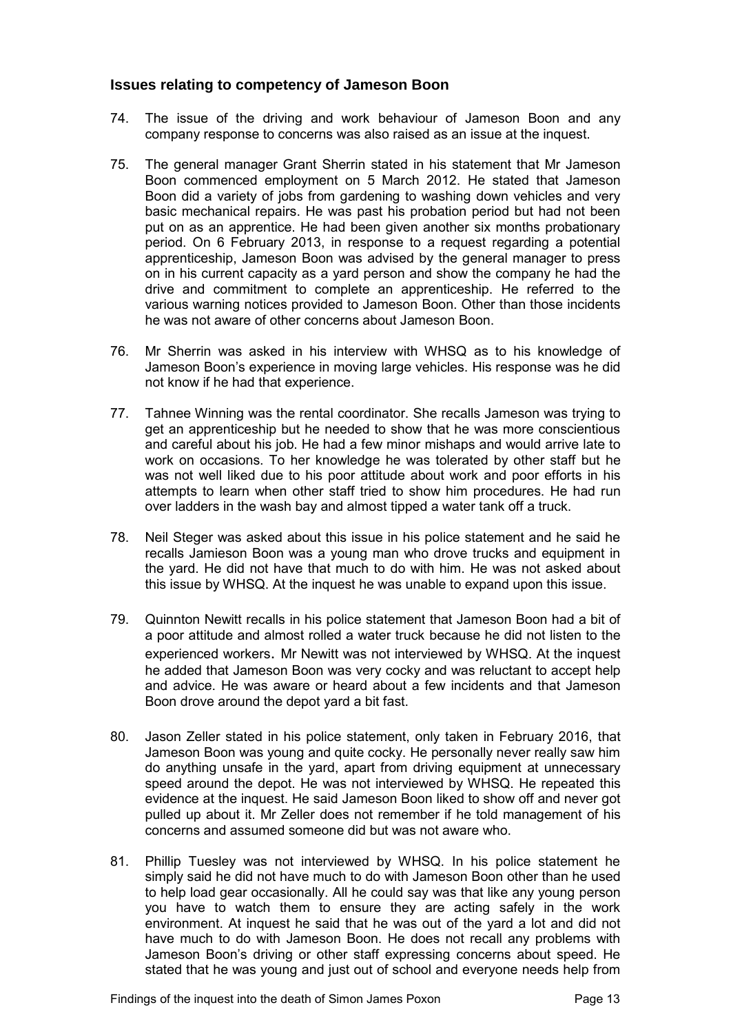## Issues relating to competency of Jameson Boon

74. The issue of the driving and work behaviour of Jameson Boon and any company response to concerns was also raised as an issue at the inquest.

75. The general manager Grant Sherrin stated in his statement that Mr Jameson Boon commenced employment on 5 March 2012. He stated that Jameson Boon did a variety of jobs from gardening to washing down vehicles and very basic mechanical repairs. He was past his probation period but had not been put on as an apprentice. He had been given another six months probationary period. On 6 February 2013, in response to a request regarding a potential apprenticeship, Jameson Boon was advised by the general manager to press on in his current capacity as a yard person and show the company he had the drive and commitment to complete an apprenticeship. He referred to the various warning notices provided to Jameson Boon. Other than those incidents he was not aware of other concerns about Jameson Boon.

76. Mr Sherrin was asked in his interview with WHSQ as to his knowledge of Jameson Boon's experience in moving large vehicles. His response was he did not know if he had that experience.

77. Tahnee Winning was the rental coordinator. She recalls Jameson was trying to get an apprenticeship but he needed to show that he was more conscientious and careful about his job. He had a few minor mishaps and would arrive late to work on occasions. To her knowledge he was tolerated by other staff but he was not well liked due to his poor attitude about work and poor efforts in his attempts to learn when other staff tried to show him procedures. He had run over ladders in the wash bay and almost tipped a water tank off a truck.

78. Neil Steger was asked about this issue in his police statement and he said he recalls Jamieson Boon was a young man who drove trucks and equipment in the yard. He did not have that much to do with him. He was not asked about this issue by WHSQ. At the inquest he was unable to expand upon this issue.

79. Quinnton Newitt recalls in his police statement that Jameson Boon had a bit of a poor attitude and almost rolled a water truck because he did not listen to the experienced workers. Mr Newitt was not interviewed by WHSQ. At the inquest he added that Jameson Boon was very cocky and was reluctant to accept help and advice. He was aware or heard about a few incidents and that Jameson Boon drove around the depot yard a bit fast.

80. Jason Zeller stated in his police statement, only taken in February 2016, that Jameson Boon was young and quite cocky. He personally never really saw him do anything unsafe in the yard, apart from driving equipment at unnecessary speed around the depot. He was not interviewed by WHSQ. He repeated this evidence at the inquest. He said Jameson Boon liked to show off and never got pulled up about it. Mr Zeller does not remember if he told management of his concerns and assumed someone did but was not aware who.

81. Phillip Tuesley was not interviewed by WHSQ. In his police statement he simply said he did not have much to do with Jameson Boon other than he used to help load gear occasionally. All he could say was that like any young person you have to watch them to ensure they are acting safely in the work environment. At inquest he said that he was out of the yard a lot and did not have much to do with Jameson Boon. He does not recall any problems with Jameson Boon's driving or other staff expressing concerns about speed. He stated that he was young and just out of school and everyone needs help from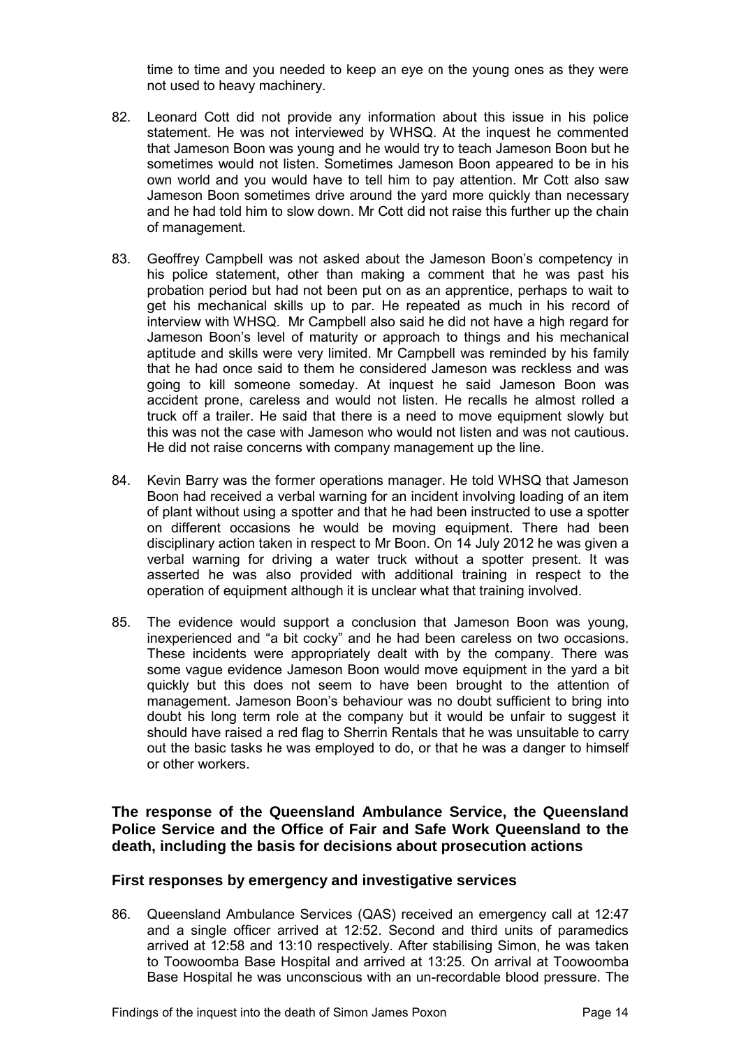time to time and you needed to keep an eye on the young ones as they were not used to heavy machinery.

82. Leonard Cott did not provide any information about this issue in his police statement. He was not interviewed by WHSQ. At the inquest he commented that Jameson Boon was young and he would try to teach Jameson Boon but he sometimes would not listen. Sometimes Jameson Boon appeared to be in his own world and you would have to tell him to pay attention. Mr Cott also saw Jameson Boon sometimes drive around the yard more quickly than necessary and he had told him to slow down. Mr Cott did not raise this further up the chain of management.

83. Geoffrey Campbell was not asked about the Jameson Boon's competency in his police statement, other than making a comment that he was past his probation period but had not been put on as an apprentice, perhaps to wait to get his mechanical skills up to par. He repeated as much in his record of interview with WHSQ. Mr Campbell also said he did not have a high regard for Jameson Boon's level of maturity or approach to things and his mechanical aptitude and skills were very limited. Mr Campbell was reminded by his family that he had once said to them he considered Jameson was reckless and was going to kill someone someday. At inquest he said Jameson Boon was accident prone, careless and would not listen. He recalls he almost rolled a truck off a trailer. He said that there is a need to move equipment slowly but this was not the case with Jameson who would not listen and was not cautious. He did not raise concerns with company management up the line.

84. Kevin Barry was the former operations manager. He told WHSQ that Jameson Boon had received a verbal warning for an incident involving loading of an item of plant without using a spotter and that he had been instructed to use a spotter on different occasions he would be moving equipment. There had been disciplinary action taken in respect to Mr Boon. On 14 July 2012 he was given a verbal warning for driving a water truck without a spotter present. It was asserted he was also provided with additional training in respect to the operation of equipment although it is unclear what that training involved.

85. The evidence would support a conclusion that Jameson Boon was young, inexperienced and "a bit cocky" and he had been careless on two occasions. These incidents were appropriately dealt with by the company. There was some vague evidence Jameson Boon would move equipment in the yard a bit quickly but this does not seem to have been brought to the attention of management. Jameson Boon's behaviour was no doubt sufficient to bring into doubt his long term role at the company but it would be unfair to suggest it should have raised a red flag to Sherrin Rentals that he was unsuitable to carry out the basic tasks he was employed to do, or that he was a danger to himself or other workers.

## The response of the Queensland Ambulance Service, the Queensland Police Service and the Office of Fair and Safe Work Queensland to the death, including the basis for decisions about prosecution actions

### First responses by emergency and investigative services

86. Queensland Ambulance Services (QAS) received an emergency call at 12:47 and a single officer arrived at 12:52. Second and third units of paramedics arrived at 12:58 and 13:10 respectively. After stabilising Simon, he was taken to Toowoomba Base Hospital and arrived at 13:25. On arrival at Toowoomba Base Hospital he was unconscious with an un-recordable blood pressure. The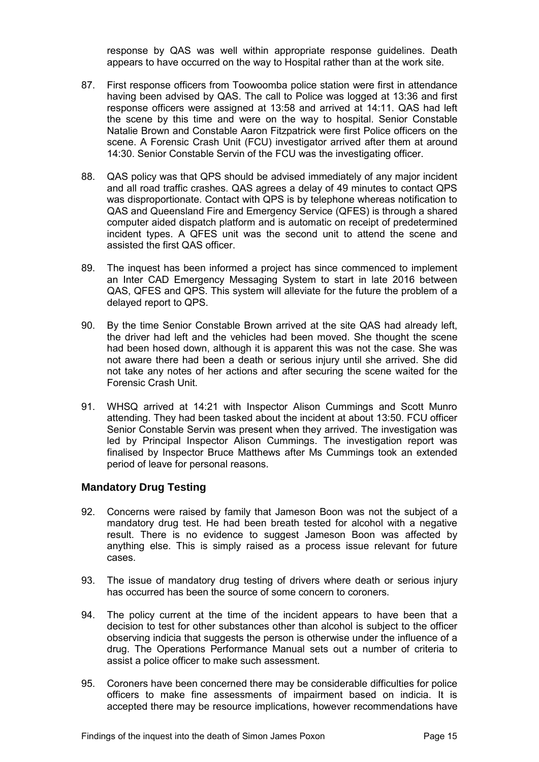response by QAS was well within appropriate response guidelines. Death appears to have occurred on the way to Hospital rather than at the work site.

87. First response officers from Toowoomba police station were first in attendance having been advised by QAS. The call to Police was logged at 13:36 and first response officers were assigned at 13:58 and arrived at 14:11. QAS had left the scene by this time and were on the way to hospital. Senior Constable Natalie Brown and Constable Aaron Fitzpatrick were first Police officers on the scene. A Forensic Crash Unit (FCU) investigator arrived after them at around 14:30. Senior Constable Servin of the FCU was the investigating officer.

88. QAS policy was that QPS should be advised immediately of any major incident and all road traffic crashes. QAS agrees a delay of 49 minutes to contact QPS was disproportionate. Contact with QPS is by telephone whereas notification to QAS and Queensland Fire and Emergency Service (QFES) is through a shared computer aided dispatch platform and is automatic on receipt of predetermined incident types. A QFES unit was the second unit to attend the scene and assisted the first QAS officer.

89. The inquest has been informed a project has since commenced to implement an Inter CAD Emergency Messaging System to start in late 2016 between QAS, QFES and QPS. This system will alleviate for the future the problem of a delayed report to QPS.

90. By the time Senior Constable Brown arrived at the site QAS had already left, the driver had left and the vehicles had been moved. She thought the scene had been hosed down, although it is apparent this was not the case. She was not aware there had been a death or serious injury until she arrived. She did not take any notes of her actions and after securing the scene waited for the Forensic Crash Unit.

91. WHSQ arrived at 14:21 with Inspector Alison Cummings and Scott Munro attending. They had been tasked about the incident at about 13:50. FCU officer Senior Constable Servin was present when they arrived. The investigation was led by Principal Inspector Alison Cummings. The investigation report was finalised by Inspector Bruce Matthews after Ms Cummings took an extended period of leave for personal reasons.

## Mandatory Drug Testing

92. Concerns were raised by family that Jameson Boon was not the subject of a mandatory drug test. He had been breath tested for alcohol with a negative result. There is no evidence to suggest Jameson Boon was affected by anything else. This is simply raised as a process issue relevant for future cases.

93. The issue of mandatory drug testing of drivers where death or serious injury has occurred has been the source of some concern to coroners.

94. The policy current at the time of the incident appears to have been that a decision to test for other substances other than alcohol is subject to the officer observing indicia that suggests the person is otherwise under the influence of a drug. The Operations Performance Manual sets out a number of criteria to assist a police officer to make such assessment.

95. Coroners have been concerned there may be considerable difficulties for police officers to make fine assessments of impairment based on indicia. It is accepted there may be resource implications, however recommendations have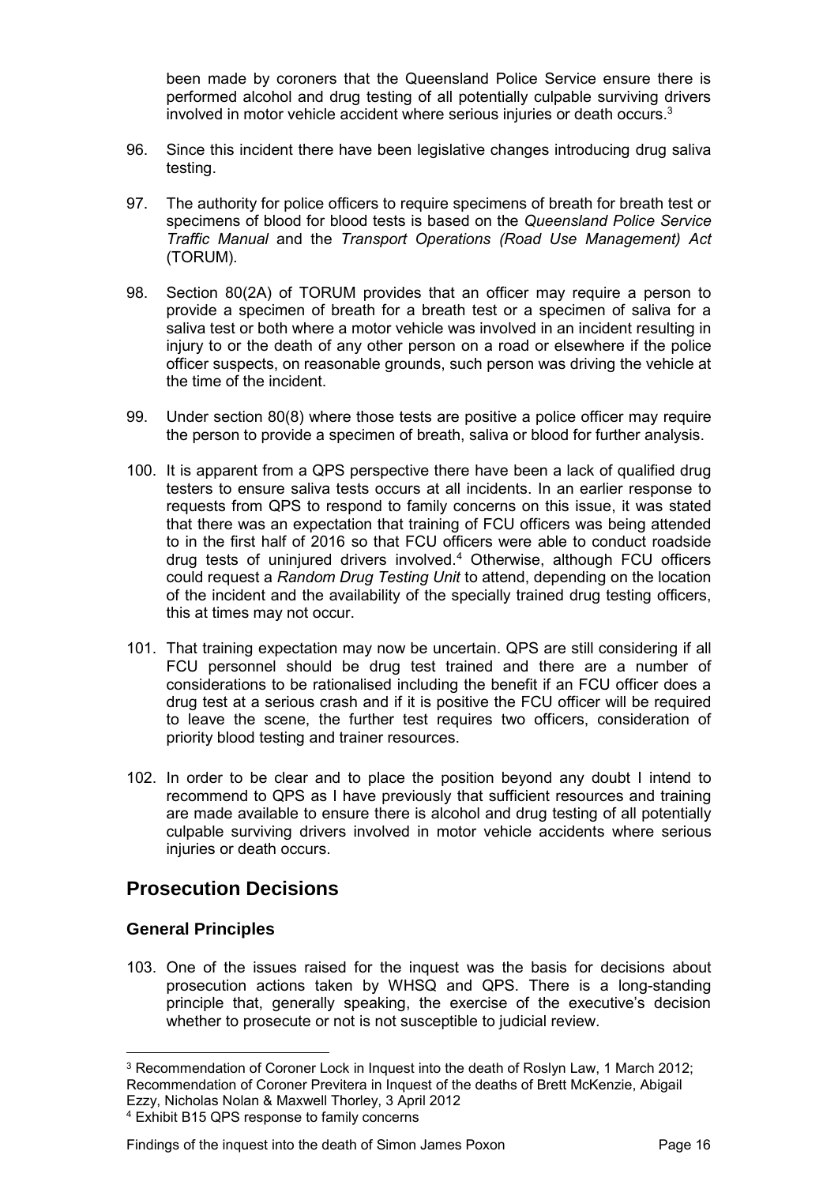been made by coroners that the Queensland Police Service ensure there is performed alcohol and drug testing of all potentially culpable surviving drivers involved in motor vehicle accident where serious injuries or death occurs.[3]

96. Since this incident there have been legislative changes introducing drug saliva testing.

97. The authority for police officers to require specimens of breath for breath test or specimens of blood for blood tests is based on the *Queensland Police Service Traffic Manual* and the *Transport Operations (Road Use Management) Act* (TORUM).

98. Section 80(2A) of TORUM provides that an officer may require a person to provide a specimen of breath for a breath test or a specimen of saliva for a saliva test or both where a motor vehicle was involved in an incident resulting in injury to or the death of any other person on a road or elsewhere if the police officer suspects, on reasonable grounds, such person was driving the vehicle at the time of the incident.

99. Under section 80(8) where those tests are positive a police officer may require the person to provide a specimen of breath, saliva or blood for further analysis.

100. It is apparent from a QPS perspective there have been a lack of qualified drug testers to ensure saliva tests occurs at all incidents. In an earlier response to requests from QPS to respond to family concerns on this issue, it was stated that there was an expectation that training of FCU officers was being attended to in the first half of 2016 so that FCU officers were able to conduct roadside drug tests of uninjured drivers involved.[4] Otherwise, although FCU officers could request a *Random Drug Testing Unit* to attend, depending on the location of the incident and the availability of the specially trained drug testing officers, this at times may not occur.

101. That training expectation may now be uncertain. QPS are still considering if all FCU personnel should be drug test trained and there are a number of considerations to be rationalised including the benefit if an FCU officer does a drug test at a serious crash and if it is positive the FCU officer will be required to leave the scene, the further test requires two officers, consideration of priority blood testing and trainer resources.

102. In order to be clear and to place the position beyond any doubt I intend to recommend to QPS as I have previously that sufficient resources and training are made available to ensure there is alcohol and drug testing of all potentially culpable surviving drivers involved in motor vehicle accidents where serious injuries or death occurs.

## Prosecution Decisions

### General Principles

103. One of the issues raised for the inquest was the basis for decisions about prosecution actions taken by WHSQ and QPS. There is a long-standing principle that, generally speaking, the exercise of the executive's decision whether to prosecute or not is not susceptible to judicial review.

---

[3] Recommendation of Coroner Lock in Inquest into the death of Roslyn Law, 1 March 2012; Recommendation of Coroner Previtera in Inquest of the deaths of Brett McKenzie, Abigail Ezzy, Nicholas Nolan & Maxwell Thorley, 3 April 2012

[4] Exhibit B15 QPS response to family concerns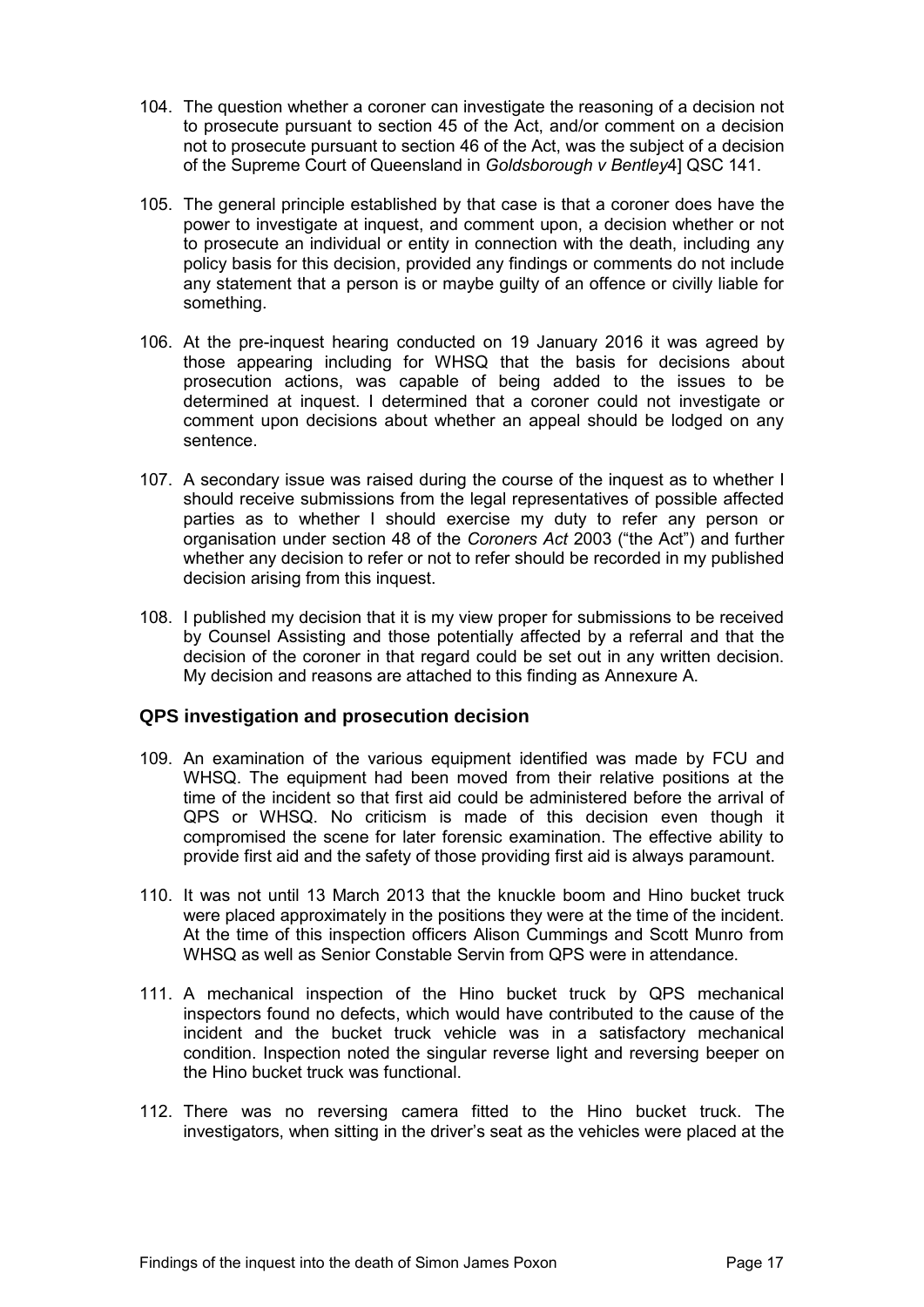104. The question whether a coroner can investigate the reasoning of a decision not to prosecute pursuant to section 45 of the Act, and/or comment on a decision not to prosecute pursuant to section 46 of the Act, was the subject of a decision of the Supreme Court of Queensland in *Goldsborough v Bentley*4] QSC 141.

105. The general principle established by that case is that a coroner does have the power to investigate at inquest, and comment upon, a decision whether or not to prosecute an individual or entity in connection with the death, including any policy basis for this decision, provided any findings or comments do not include any statement that a person is or maybe guilty of an offence or civilly liable for something.

106. At the pre-inquest hearing conducted on 19 January 2016 it was agreed by those appearing including for WHSQ that the basis for decisions about prosecution actions, was capable of being added to the issues to be determined at inquest. I determined that a coroner could not investigate or comment upon decisions about whether an appeal should be lodged on any sentence.

107. A secondary issue was raised during the course of the inquest as to whether I should receive submissions from the legal representatives of possible affected parties as to whether I should exercise my duty to refer any person or organisation under section 48 of the *Coroners Act* 2003 ("the Act") and further whether any decision to refer or not to refer should be recorded in my published decision arising from this inquest.

108. I published my decision that it is my view proper for submissions to be received by Counsel Assisting and those potentially affected by a referral and that the decision of the coroner in that regard could be set out in any written decision. My decision and reasons are attached to this finding as Annexure A.

## QPS investigation and prosecution decision

109. An examination of the various equipment identified was made by FCU and WHSQ. The equipment had been moved from their relative positions at the time of the incident so that first aid could be administered before the arrival of QPS or WHSQ. No criticism is made of this decision even though it compromised the scene for later forensic examination. The effective ability to provide first aid and the safety of those providing first aid is always paramount.

110. It was not until 13 March 2013 that the knuckle boom and Hino bucket truck were placed approximately in the positions they were at the time of the incident. At the time of this inspection officers Alison Cummings and Scott Munro from WHSQ as well as Senior Constable Servin from QPS were in attendance.

111. A mechanical inspection of the Hino bucket truck by QPS mechanical inspectors found no defects, which would have contributed to the cause of the incident and the bucket truck vehicle was in a satisfactory mechanical condition. Inspection noted the singular reverse light and reversing beeper on the Hino bucket truck was functional.

112. There was no reversing camera fitted to the Hino bucket truck. The investigators, when sitting in the driver's seat as the vehicles were placed at the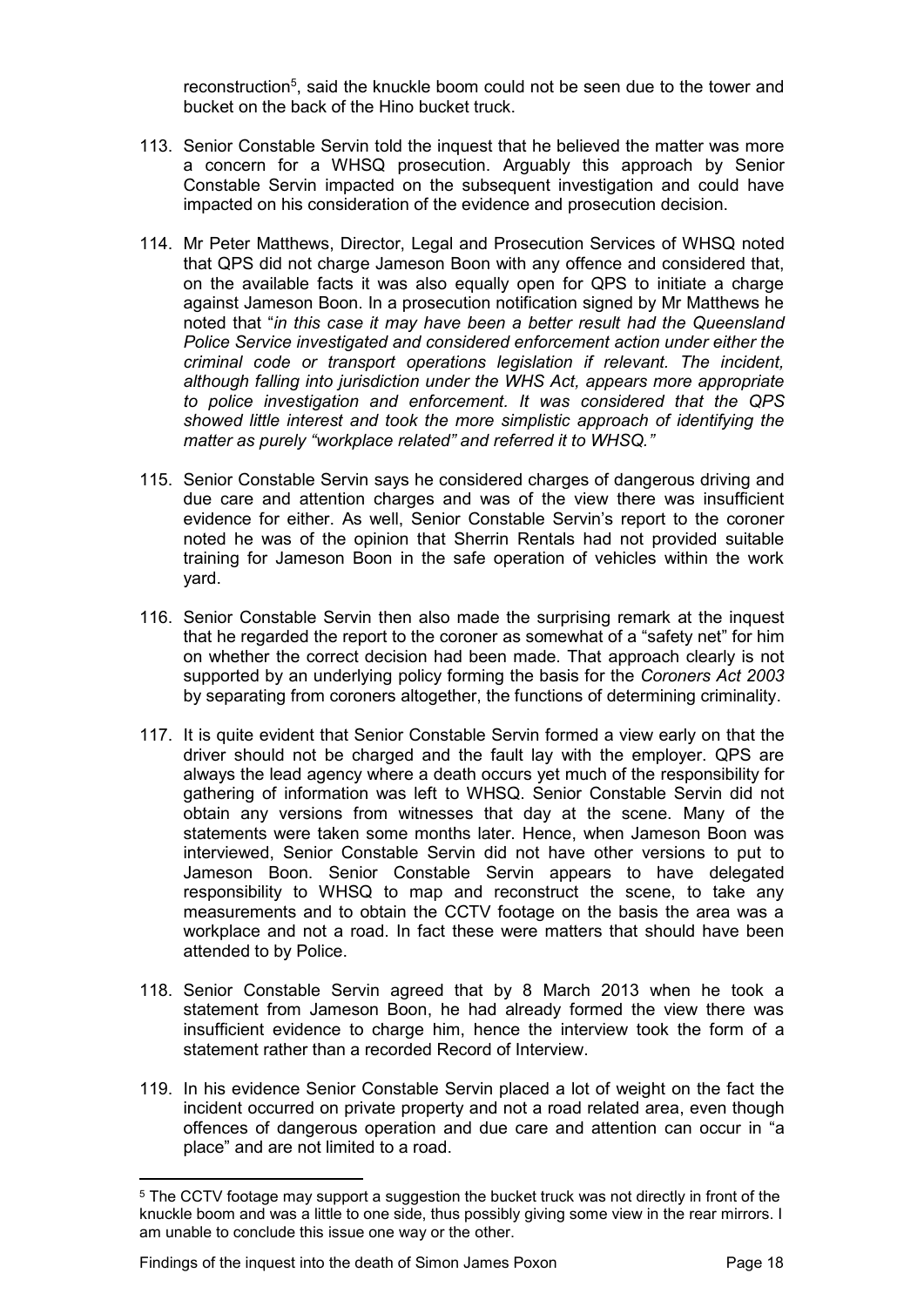reconstruction[5], said the knuckle boom could not be seen due to the tower and bucket on the back of the Hino bucket truck.

113. Senior Constable Servin told the inquest that he believed the matter was more a concern for a WHSQ prosecution. Arguably this approach by Senior Constable Servin impacted on the subsequent investigation and could have impacted on his consideration of the evidence and prosecution decision.

114. Mr Peter Matthews, Director, Legal and Prosecution Services of WHSQ noted that QPS did not charge Jameson Boon with any offence and considered that, on the available facts it was also equally open for QPS to initiate a charge against Jameson Boon. In a prosecution notification signed by Mr Matthews he noted that "*in this case it may have been a better result had the Queensland Police Service investigated and considered enforcement action under either the criminal code or transport operations legislation if relevant. The incident, although falling into jurisdiction under the WHS Act, appears more appropriate to police investigation and enforcement. It was considered that the QPS showed little interest and took the more simplistic approach of identifying the matter as purely "workplace related" and referred it to WHSQ."*

115. Senior Constable Servin says he considered charges of dangerous driving and due care and attention charges and was of the view there was insufficient evidence for either. As well, Senior Constable Servin's report to the coroner noted he was of the opinion that Sherrin Rentals had not provided suitable training for Jameson Boon in the safe operation of vehicles within the work yard.

116. Senior Constable Servin then also made the surprising remark at the inquest that he regarded the report to the coroner as somewhat of a "safety net" for him on whether the correct decision had been made. That approach clearly is not supported by an underlying policy forming the basis for the *Coroners Act 2003* by separating from coroners altogether, the functions of determining criminality.

117. It is quite evident that Senior Constable Servin formed a view early on that the driver should not be charged and the fault lay with the employer. QPS are always the lead agency where a death occurs yet much of the responsibility for gathering of information was left to WHSQ. Senior Constable Servin did not obtain any versions from witnesses that day at the scene. Many of the statements were taken some months later. Hence, when Jameson Boon was interviewed, Senior Constable Servin did not have other versions to put to Jameson Boon. Senior Constable Servin appears to have delegated responsibility to WHSQ to map and reconstruct the scene, to take any measurements and to obtain the CCTV footage on the basis the area was a workplace and not a road. In fact these were matters that should have been attended to by Police.

118. Senior Constable Servin agreed that by 8 March 2013 when he took a statement from Jameson Boon, he had already formed the view there was insufficient evidence to charge him, hence the interview took the form of a statement rather than a recorded Record of Interview.

119. In his evidence Senior Constable Servin placed a lot of weight on the fact the incident occurred on private property and not a road related area, even though offences of dangerous operation and due care and attention can occur in "a place" and are not limited to a road.

[5] The CCTV footage may support a suggestion the bucket truck was not directly in front of the knuckle boom and was a little to one side, thus possibly giving some view in the rear mirrors. I am unable to conclude this issue one way or the other.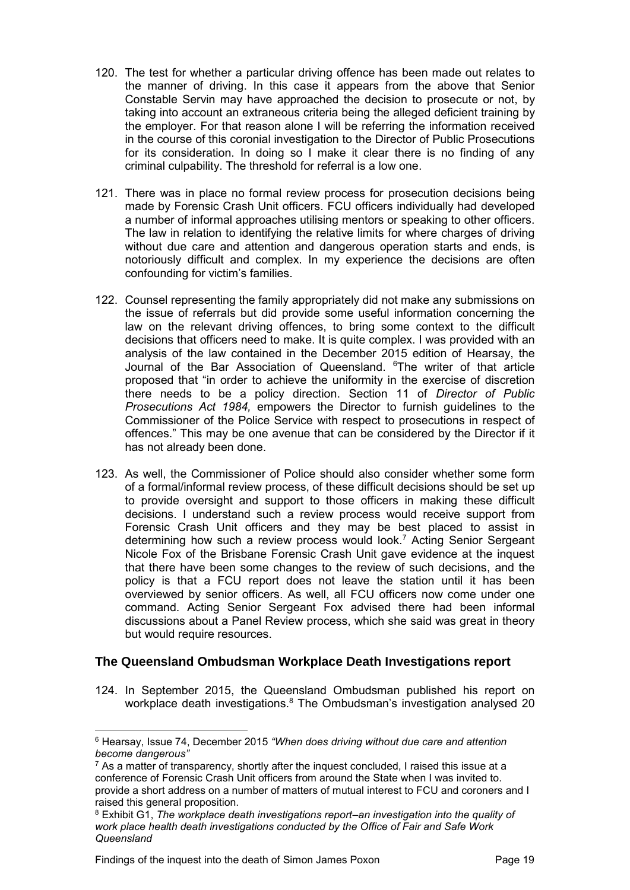120. The test for whether a particular driving offence has been made out relates to the manner of driving. In this case it appears from the above that Senior Constable Servin may have approached the decision to prosecute or not, by taking into account an extraneous criteria being the alleged deficient training by the employer. For that reason alone I will be referring the information received in the course of this coronial investigation to the Director of Public Prosecutions for its consideration. In doing so I make it clear there is no finding of any criminal culpability. The threshold for referral is a low one.

121. There was in place no formal review process for prosecution decisions being made by Forensic Crash Unit officers. FCU officers individually had developed a number of informal approaches utilising mentors or speaking to other officers. The law in relation to identifying the relative limits for where charges of driving without due care and attention and dangerous operation starts and ends, is notoriously difficult and complex. In my experience the decisions are often confounding for victim's families.

122. Counsel representing the family appropriately did not make any submissions on the issue of referrals but did provide some useful information concerning the law on the relevant driving offences, to bring some context to the difficult decisions that officers need to make. It is quite complex. I was provided with an analysis of the law contained in the December 2015 edition of Hearsay, the Journal of the Bar Association of Queensland. [6]The writer of that article proposed that "in order to achieve the uniformity in the exercise of discretion there needs to be a policy direction. Section 11 of *Director of Public Prosecutions Act 1984,* empowers the Director to furnish guidelines to the Commissioner of the Police Service with respect to prosecutions in respect of offences." This may be one avenue that can be considered by the Director if it has not already been done.

123. As well, the Commissioner of Police should also consider whether some form of a formal/informal review process, of these difficult decisions should be set up to provide oversight and support to those officers in making these difficult decisions. I understand such a review process would receive support from Forensic Crash Unit officers and they may be best placed to assist in determining how such a review process would look.[7] Acting Senior Sergeant Nicole Fox of the Brisbane Forensic Crash Unit gave evidence at the inquest that there have been some changes to the review of such decisions, and the policy is that a FCU report does not leave the station until it has been overviewed by senior officers. As well, all FCU officers now come under one command. Acting Senior Sergeant Fox advised there had been informal discussions about a Panel Review process, which she said was great in theory but would require resources.

## The Queensland Ombudsman Workplace Death Investigations report

124. In September 2015, the Queensland Ombudsman published his report on workplace death investigations.[8] The Ombudsman's investigation analysed 20

---

[6] Hearsay, Issue 74, December 2015 *"When does driving without due care and attention become dangerous"*

[7] As a matter of transparency, shortly after the inquest concluded, I raised this issue at a conference of Forensic Crash Unit officers from around the State when I was invited to. provide a short address on a number of matters of mutual interest to FCU and coroners and I raised this general proposition.

[8] Exhibit G1, *The workplace death investigations report–an investigation into the quality of work place health death investigations conducted by the Office of Fair and Safe Work Queensland*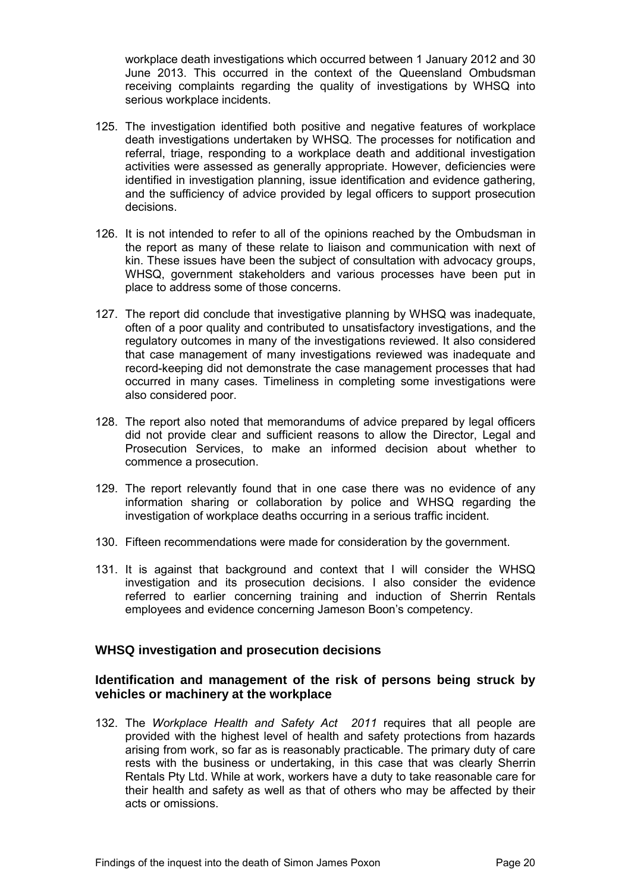workplace death investigations which occurred between 1 January 2012 and 30 June 2013. This occurred in the context of the Queensland Ombudsman receiving complaints regarding the quality of investigations by WHSQ into serious workplace incidents.

125. The investigation identified both positive and negative features of workplace death investigations undertaken by WHSQ. The processes for notification and referral, triage, responding to a workplace death and additional investigation activities were assessed as generally appropriate. However, deficiencies were identified in investigation planning, issue identification and evidence gathering, and the sufficiency of advice provided by legal officers to support prosecution decisions.

126. It is not intended to refer to all of the opinions reached by the Ombudsman in the report as many of these relate to liaison and communication with next of kin. These issues have been the subject of consultation with advocacy groups, WHSQ, government stakeholders and various processes have been put in place to address some of those concerns.

127. The report did conclude that investigative planning by WHSQ was inadequate, often of a poor quality and contributed to unsatisfactory investigations, and the regulatory outcomes in many of the investigations reviewed. It also considered that case management of many investigations reviewed was inadequate and record-keeping did not demonstrate the case management processes that had occurred in many cases. Timeliness in completing some investigations were also considered poor.

128. The report also noted that memorandums of advice prepared by legal officers did not provide clear and sufficient reasons to allow the Director, Legal and Prosecution Services, to make an informed decision about whether to commence a prosecution.

129. The report relevantly found that in one case there was no evidence of any information sharing or collaboration by police and WHSQ regarding the investigation of workplace deaths occurring in a serious traffic incident.

130. Fifteen recommendations were made for consideration by the government.

131. It is against that background and context that I will consider the WHSQ investigation and its prosecution decisions. I also consider the evidence referred to earlier concerning training and induction of Sherrin Rentals employees and evidence concerning Jameson Boon's competency.

## WHSQ investigation and prosecution decisions

### Identification and management of the risk of persons being struck by vehicles or machinery at the workplace

132. The *Workplace Health and Safety Act 2011* requires that all people are provided with the highest level of health and safety protections from hazards arising from work, so far as is reasonably practicable. The primary duty of care rests with the business or undertaking, in this case that was clearly Sherrin Rentals Pty Ltd. While at work, workers have a duty to take reasonable care for their health and safety as well as that of others who may be affected by their acts or omissions.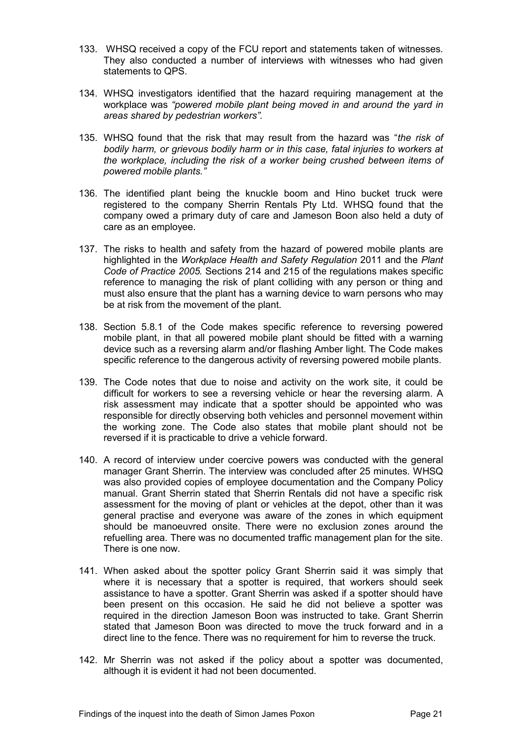133. WHSQ received a copy of the FCU report and statements taken of witnesses. They also conducted a number of interviews with witnesses who had given statements to QPS.

134. WHSQ investigators identified that the hazard requiring management at the workplace was *"powered mobile plant being moved in and around the yard in areas shared by pedestrian workers".*

135. WHSQ found that the risk that may result from the hazard was "*the risk of bodily harm, or grievous bodily harm or in this case, fatal injuries to workers at the workplace, including the risk of a worker being crushed between items of powered mobile plants."*

136. The identified plant being the knuckle boom and Hino bucket truck were registered to the company Sherrin Rentals Pty Ltd. WHSQ found that the company owed a primary duty of care and Jameson Boon also held a duty of care as an employee.

137. The risks to health and safety from the hazard of powered mobile plants are highlighted in the *Workplace Health and Safety Regulation* 2011 and the *Plant Code of Practice 2005.* Sections 214 and 215 of the regulations makes specific reference to managing the risk of plant colliding with any person or thing and must also ensure that the plant has a warning device to warn persons who may be at risk from the movement of the plant.

138. Section 5.8.1 of the Code makes specific reference to reversing powered mobile plant, in that all powered mobile plant should be fitted with a warning device such as a reversing alarm and/or flashing Amber light. The Code makes specific reference to the dangerous activity of reversing powered mobile plants.

139. The Code notes that due to noise and activity on the work site, it could be difficult for workers to see a reversing vehicle or hear the reversing alarm. A risk assessment may indicate that a spotter should be appointed who was responsible for directly observing both vehicles and personnel movement within the working zone. The Code also states that mobile plant should not be reversed if it is practicable to drive a vehicle forward.

140. A record of interview under coercive powers was conducted with the general manager Grant Sherrin. The interview was concluded after 25 minutes. WHSQ was also provided copies of employee documentation and the Company Policy manual. Grant Sherrin stated that Sherrin Rentals did not have a specific risk assessment for the moving of plant or vehicles at the depot, other than it was general practise and everyone was aware of the zones in which equipment should be manoeuvred onsite. There were no exclusion zones around the refuelling area. There was no documented traffic management plan for the site. There is one now.

141. When asked about the spotter policy Grant Sherrin said it was simply that where it is necessary that a spotter is required, that workers should seek assistance to have a spotter. Grant Sherrin was asked if a spotter should have been present on this occasion. He said he did not believe a spotter was required in the direction Jameson Boon was instructed to take. Grant Sherrin stated that Jameson Boon was directed to move the truck forward and in a direct line to the fence. There was no requirement for him to reverse the truck.

142. Mr Sherrin was not asked if the policy about a spotter was documented, although it is evident it had not been documented.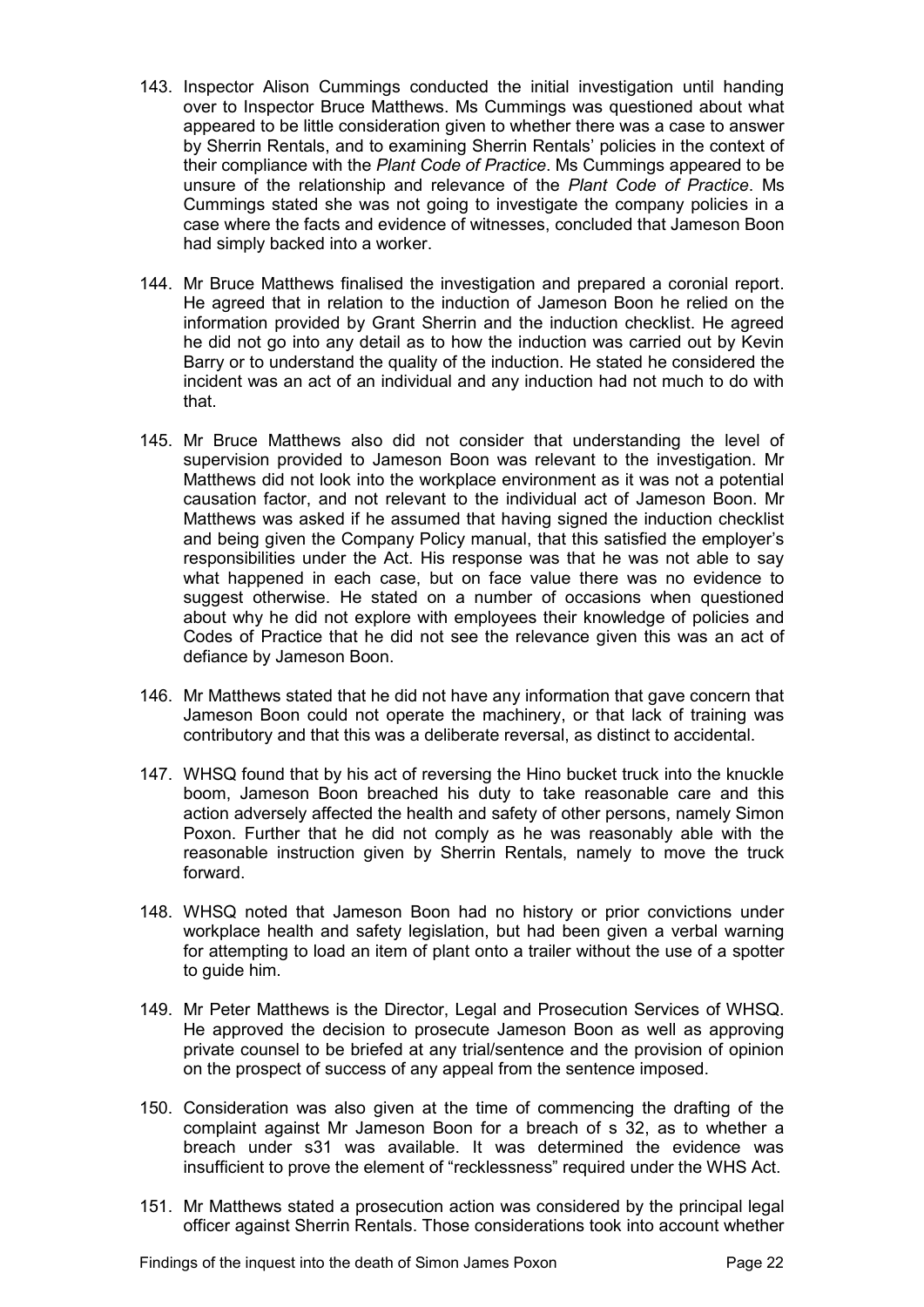143. Inspector Alison Cummings conducted the initial investigation until handing over to Inspector Bruce Matthews. Ms Cummings was questioned about what appeared to be little consideration given to whether there was a case to answer by Sherrin Rentals, and to examining Sherrin Rentals' policies in the context of their compliance with the *Plant Code of Practice*. Ms Cummings appeared to be unsure of the relationship and relevance of the *Plant Code of Practice*. Ms Cummings stated she was not going to investigate the company policies in a case where the facts and evidence of witnesses, concluded that Jameson Boon had simply backed into a worker.

144. Mr Bruce Matthews finalised the investigation and prepared a coronial report. He agreed that in relation to the induction of Jameson Boon he relied on the information provided by Grant Sherrin and the induction checklist. He agreed he did not go into any detail as to how the induction was carried out by Kevin Barry or to understand the quality of the induction. He stated he considered the incident was an act of an individual and any induction had not much to do with that.

145. Mr Bruce Matthews also did not consider that understanding the level of supervision provided to Jameson Boon was relevant to the investigation. Mr Matthews did not look into the workplace environment as it was not a potential causation factor, and not relevant to the individual act of Jameson Boon. Mr Matthews was asked if he assumed that having signed the induction checklist and being given the Company Policy manual, that this satisfied the employer's responsibilities under the Act. His response was that he was not able to say what happened in each case, but on face value there was no evidence to suggest otherwise. He stated on a number of occasions when questioned about why he did not explore with employees their knowledge of policies and Codes of Practice that he did not see the relevance given this was an act of defiance by Jameson Boon.

146. Mr Matthews stated that he did not have any information that gave concern that Jameson Boon could not operate the machinery, or that lack of training was contributory and that this was a deliberate reversal, as distinct to accidental.

147. WHSQ found that by his act of reversing the Hino bucket truck into the knuckle boom, Jameson Boon breached his duty to take reasonable care and this action adversely affected the health and safety of other persons, namely Simon Poxon. Further that he did not comply as he was reasonably able with the reasonable instruction given by Sherrin Rentals, namely to move the truck forward.

148. WHSQ noted that Jameson Boon had no history or prior convictions under workplace health and safety legislation, but had been given a verbal warning for attempting to load an item of plant onto a trailer without the use of a spotter to guide him.

149. Mr Peter Matthews is the Director, Legal and Prosecution Services of WHSQ. He approved the decision to prosecute Jameson Boon as well as approving private counsel to be briefed at any trial/sentence and the provision of opinion on the prospect of success of any appeal from the sentence imposed.

150. Consideration was also given at the time of commencing the drafting of the complaint against Mr Jameson Boon for a breach of s 32, as to whether a breach under s31 was available. It was determined the evidence was insufficient to prove the element of "recklessness" required under the WHS Act.

151. Mr Matthews stated a prosecution action was considered by the principal legal officer against Sherrin Rentals. Those considerations took into account whether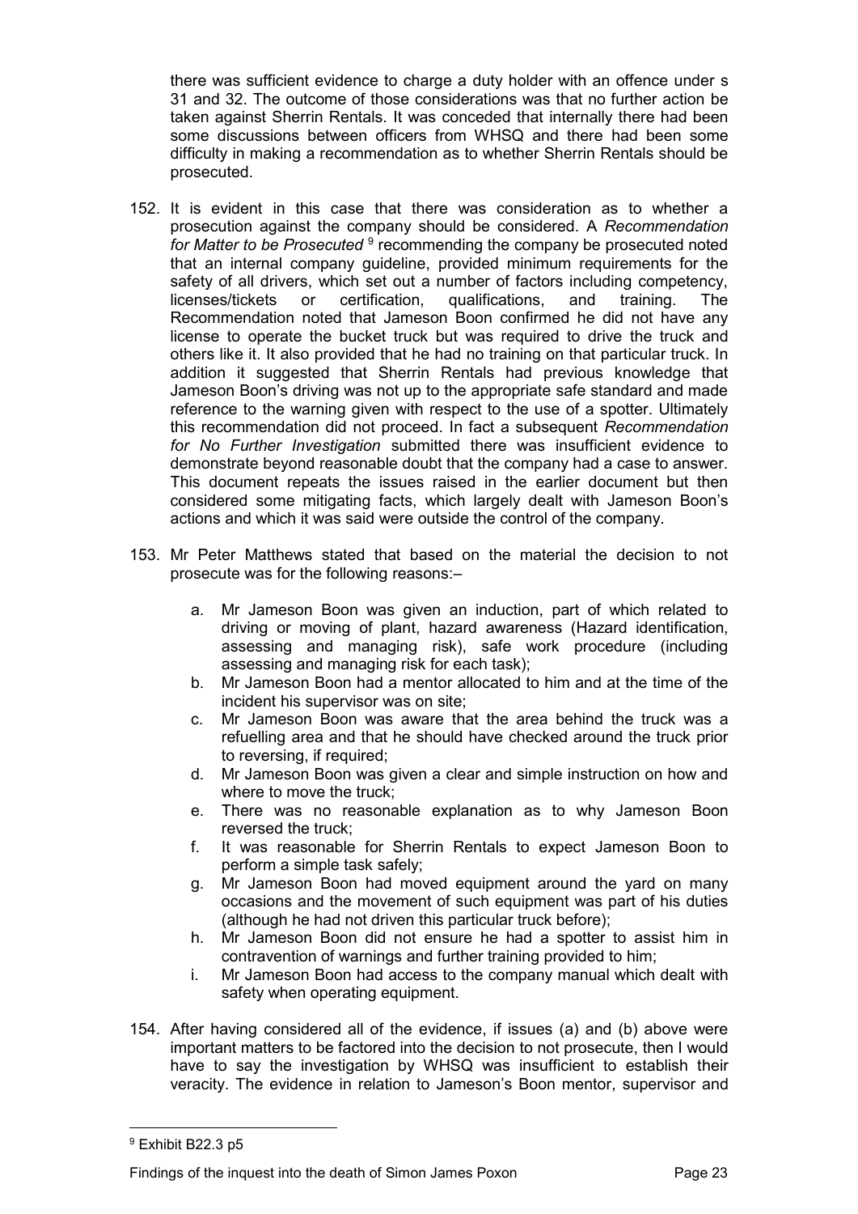there was sufficient evidence to charge a duty holder with an offence under s 31 and 32. The outcome of those considerations was that no further action be taken against Sherrin Rentals. It was conceded that internally there had been some discussions between officers from WHSQ and there had been some difficulty in making a recommendation as to whether Sherrin Rentals should be prosecuted.

152. It is evident in this case that there was consideration as to whether a prosecution against the company should be considered. A *Recommendation for Matter to be Prosecuted* [9] recommending the company be prosecuted noted that an internal company guideline, provided minimum requirements for the safety of all drivers, which set out a number of factors including competency, licenses/tickets or certification, qualifications, and training. The Recommendation noted that Jameson Boon confirmed he did not have any license to operate the bucket truck but was required to drive the truck and others like it. It also provided that he had no training on that particular truck. In addition it suggested that Sherrin Rentals had previous knowledge that Jameson Boon's driving was not up to the appropriate safe standard and made reference to the warning given with respect to the use of a spotter. Ultimately this recommendation did not proceed. In fact a subsequent *Recommendation for No Further Investigation* submitted there was insufficient evidence to demonstrate beyond reasonable doubt that the company had a case to answer. This document repeats the issues raised in the earlier document but then considered some mitigating facts, which largely dealt with Jameson Boon's actions and which it was said were outside the control of the company.

153. Mr Peter Matthews stated that based on the material the decision to not prosecute was for the following reasons:–

    a. Mr Jameson Boon was given an induction, part of which related to driving or moving of plant, hazard awareness (Hazard identification, assessing and managing risk), safe work procedure (including assessing and managing risk for each task);
    b. Mr Jameson Boon had a mentor allocated to him and at the time of the incident his supervisor was on site;
    c. Mr Jameson Boon was aware that the area behind the truck was a refuelling area and that he should have checked around the truck prior to reversing, if required;
    d. Mr Jameson Boon was given a clear and simple instruction on how and where to move the truck;
    e. There was no reasonable explanation as to why Jameson Boon reversed the truck;
    f. It was reasonable for Sherrin Rentals to expect Jameson Boon to perform a simple task safely;
    g. Mr Jameson Boon had moved equipment around the yard on many occasions and the movement of such equipment was part of his duties (although he had not driven this particular truck before);
    h. Mr Jameson Boon did not ensure he had a spotter to assist him in contravention of warnings and further training provided to him;
    i. Mr Jameson Boon had access to the company manual which dealt with safety when operating equipment.

154. After having considered all of the evidence, if issues (a) and (b) above were important matters to be factored into the decision to not prosecute, then I would have to say the investigation by WHSQ was insufficient to establish their veracity. The evidence in relation to Jameson's Boon mentor, supervisor and

[9] Exhibit B22.3 p5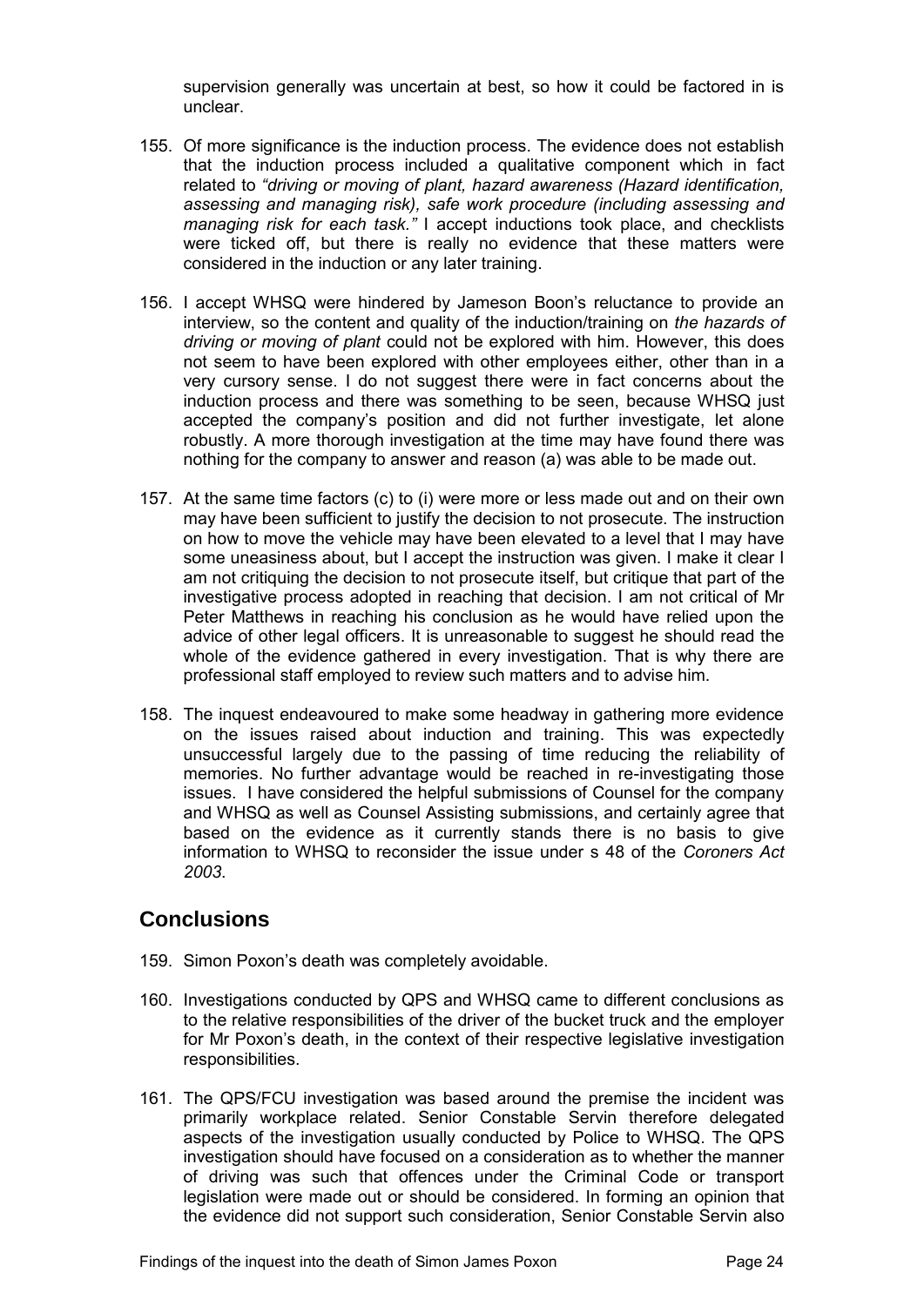supervision generally was uncertain at best, so how it could be factored in is unclear.

155. Of more significance is the induction process. The evidence does not establish that the induction process included a qualitative component which in fact related to *"driving or moving of plant, hazard awareness (Hazard identification, assessing and managing risk), safe work procedure (including assessing and managing risk for each task."* I accept inductions took place, and checklists were ticked off, but there is really no evidence that these matters were considered in the induction or any later training.

156. I accept WHSQ were hindered by Jameson Boon's reluctance to provide an interview, so the content and quality of the induction/training on *the hazards of driving or moving of plant* could not be explored with him. However, this does not seem to have been explored with other employees either, other than in a very cursory sense. I do not suggest there were in fact concerns about the induction process and there was something to be seen, because WHSQ just accepted the company's position and did not further investigate, let alone robustly. A more thorough investigation at the time may have found there was nothing for the company to answer and reason (a) was able to be made out.

157. At the same time factors (c) to (i) were more or less made out and on their own may have been sufficient to justify the decision to not prosecute. The instruction on how to move the vehicle may have been elevated to a level that I may have some uneasiness about, but I accept the instruction was given. I make it clear I am not critiquing the decision to not prosecute itself, but critique that part of the investigative process adopted in reaching that decision. I am not critical of Mr Peter Matthews in reaching his conclusion as he would have relied upon the advice of other legal officers. It is unreasonable to suggest he should read the whole of the evidence gathered in every investigation. That is why there are professional staff employed to review such matters and to advise him.

158. The inquest endeavoured to make some headway in gathering more evidence on the issues raised about induction and training. This was expectedly unsuccessful largely due to the passing of time reducing the reliability of memories. No further advantage would be reached in re-investigating those issues. I have considered the helpful submissions of Counsel for the company and WHSQ as well as Counsel Assisting submissions, and certainly agree that based on the evidence as it currently stands there is no basis to give information to WHSQ to reconsider the issue under s 48 of the *Coroners Act 2003*.

## Conclusions

159. Simon Poxon's death was completely avoidable.

160. Investigations conducted by QPS and WHSQ came to different conclusions as to the relative responsibilities of the driver of the bucket truck and the employer for Mr Poxon's death, in the context of their respective legislative investigation responsibilities.

161. The QPS/FCU investigation was based around the premise the incident was primarily workplace related. Senior Constable Servin therefore delegated aspects of the investigation usually conducted by Police to WHSQ. The QPS investigation should have focused on a consideration as to whether the manner of driving was such that offences under the Criminal Code or transport legislation were made out or should be considered. In forming an opinion that the evidence did not support such consideration, Senior Constable Servin also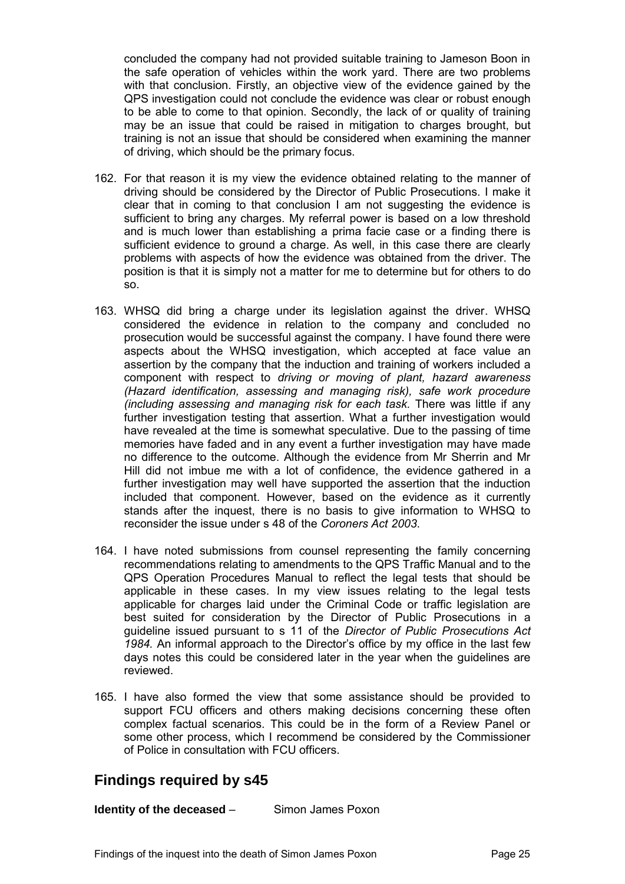concluded the company had not provided suitable training to Jameson Boon in the safe operation of vehicles within the work yard. There are two problems with that conclusion. Firstly, an objective view of the evidence gained by the QPS investigation could not conclude the evidence was clear or robust enough to be able to come to that opinion. Secondly, the lack of or quality of training may be an issue that could be raised in mitigation to charges brought, but training is not an issue that should be considered when examining the manner of driving, which should be the primary focus.

162. For that reason it is my view the evidence obtained relating to the manner of driving should be considered by the Director of Public Prosecutions. I make it clear that in coming to that conclusion I am not suggesting the evidence is sufficient to bring any charges. My referral power is based on a low threshold and is much lower than establishing a prima facie case or a finding there is sufficient evidence to ground a charge. As well, in this case there are clearly problems with aspects of how the evidence was obtained from the driver. The position is that it is simply not a matter for me to determine but for others to do so.

163. WHSQ did bring a charge under its legislation against the driver. WHSQ considered the evidence in relation to the company and concluded no prosecution would be successful against the company. I have found there were aspects about the WHSQ investigation, which accepted at face value an assertion by the company that the induction and training of workers included a component with respect to *driving or moving of plant, hazard awareness (Hazard identification, assessing and managing risk), safe work procedure (including assessing and managing risk for each task.* There was little if any further investigation testing that assertion. What a further investigation would have revealed at the time is somewhat speculative. Due to the passing of time memories have faded and in any event a further investigation may have made no difference to the outcome. Although the evidence from Mr Sherrin and Mr Hill did not imbue me with a lot of confidence, the evidence gathered in a further investigation may well have supported the assertion that the induction included that component. However, based on the evidence as it currently stands after the inquest, there is no basis to give information to WHSQ to reconsider the issue under s 48 of the *Coroners Act 2003*.

164. I have noted submissions from counsel representing the family concerning recommendations relating to amendments to the QPS Traffic Manual and to the QPS Operation Procedures Manual to reflect the legal tests that should be applicable in these cases. In my view issues relating to the legal tests applicable for charges laid under the Criminal Code or traffic legislation are best suited for consideration by the Director of Public Prosecutions in a guideline issued pursuant to s 11 of the *Director of Public Prosecutions Act 1984.* An informal approach to the Director's office by my office in the last few days notes this could be considered later in the year when the guidelines are reviewed.

165. I have also formed the view that some assistance should be provided to support FCU officers and others making decisions concerning these often complex factual scenarios. This could be in the form of a Review Panel or some other process, which I recommend be considered by the Commissioner of Police in consultation with FCU officers.

## Findings required by s45

**Identity of the deceased** – Simon James Poxon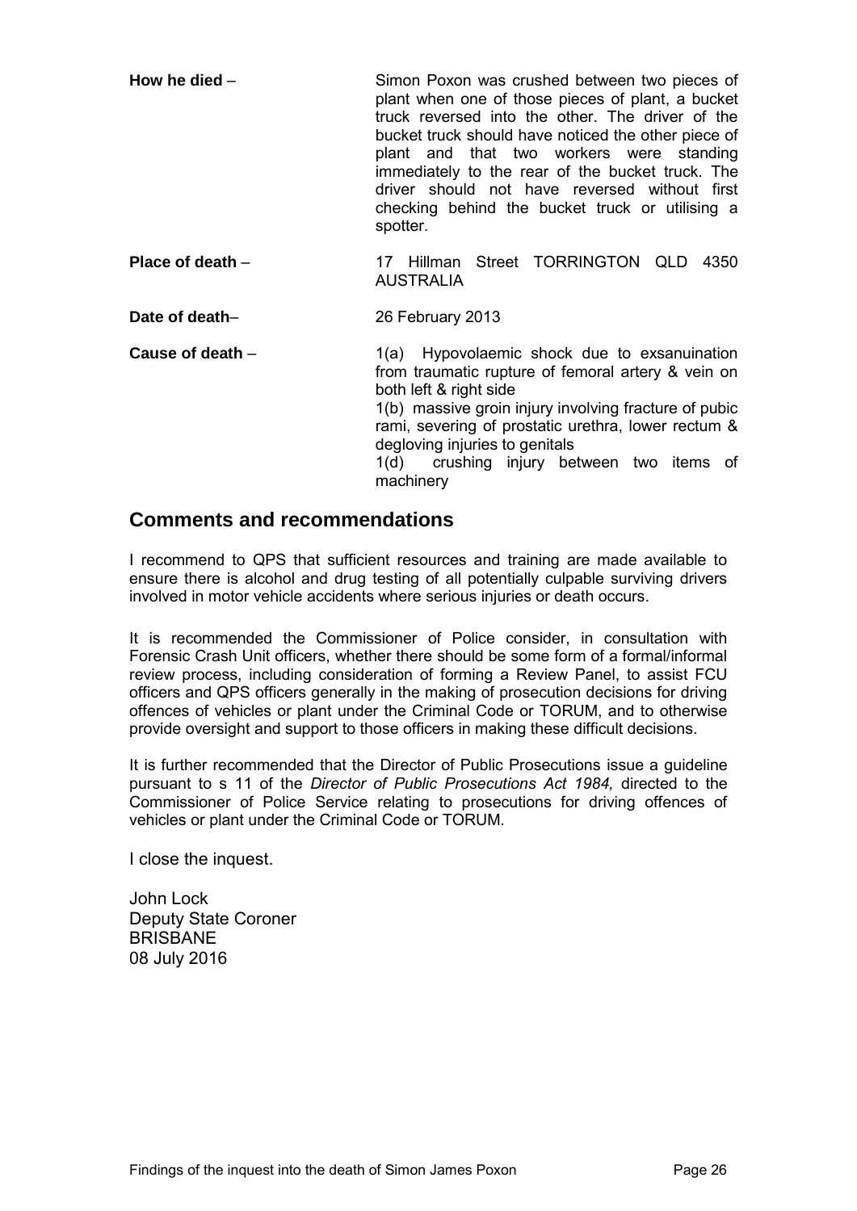**How he died** – Simon Poxon was crushed between two pieces of plant when one of those pieces of plant, a bucket truck reversed into the other. The driver of the bucket truck should have noticed the other piece of plant and that two workers were standing immediately to the rear of the bucket truck. The driver should not have reversed without first checking behind the bucket truck or utilising a spotter.

**Place of death** – 17 Hillman Street TORRINGTON QLD 4350 AUSTRALIA

**Date of death**– 26 February 2013

**Cause of death** – 1(a) Hypovolaemic shock due to exsanuination from traumatic rupture of femoral artery & vein on both left & right side
1(b) massive groin injury involving fracture of pubic rami, severing of prostatic urethra, lower rectum & degloving injuries to genitals
1(d) crushing injury between two items of machinery

## Comments and recommendations

I recommend to QPS that sufficient resources and training are made available to ensure there is alcohol and drug testing of all potentially culpable surviving drivers involved in motor vehicle accidents where serious injuries or death occurs.

It is recommended the Commissioner of Police consider, in consultation with Forensic Crash Unit officers, whether there should be some form of a formal/informal review process, including consideration of forming a Review Panel, to assist FCU officers and QPS officers generally in the making of prosecution decisions for driving offences of vehicles or plant under the Criminal Code or TORUM, and to otherwise provide oversight and support to those officers in making these difficult decisions.

It is further recommended that the Director of Public Prosecutions issue a guideline pursuant to s 11 of the *Director of Public Prosecutions Act 1984,* directed to the Commissioner of Police Service relating to prosecutions for driving offences of vehicles or plant under the Criminal Code or TORUM.

I close the inquest.

John Lock
Deputy State Coroner
BRISBANE
08 July 2016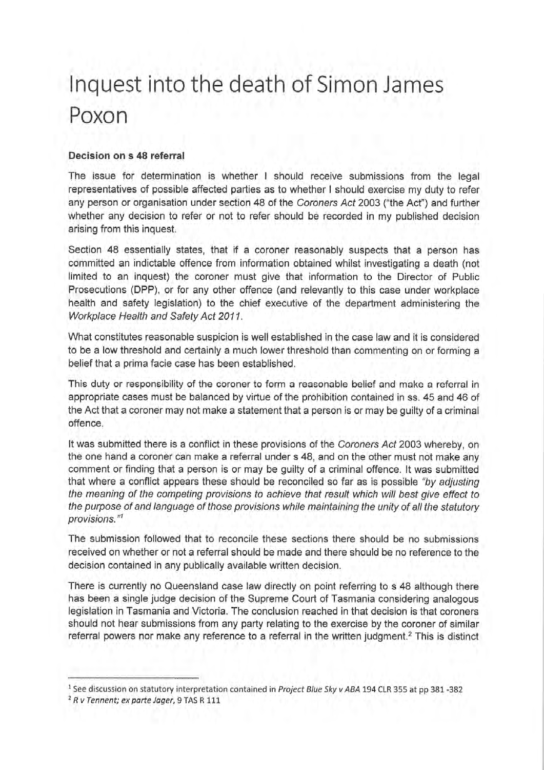# Inquest into the death of Simon James Poxon

**Decision on s 48 referral**

The issue for determination is whether I should receive submissions from the legal representatives of possible affected parties as to whether I should exercise my duty to refer any person or organisation under section 48 of the *Coroners Act* 2003 ("the Act") and further whether any decision to refer or not to refer should be recorded in my published decision arising from this inquest.

Section 48 essentially states, that if a coroner reasonably suspects that a person has committed an indictable offence from information obtained whilst investigating a death (not limited to an inquest) the coroner must give that information to the Director of Public Prosecutions (DPP), or for any other offence (and relevantly to this case under workplace health and safety legislation) to the chief executive of the department administering the *Workplace Health and Safety Act 2011*.

What constitutes reasonable suspicion is well established in the case law and it is considered to be a low threshold and certainly a much lower threshold than commenting on or forming a belief that a prima facie case has been established.

This duty or responsibility of the coroner to form a reasonable belief and make a referral in appropriate cases must be balanced by virtue of the prohibition contained in ss. 45 and 46 of the Act that a coroner may not make a statement that a person is or may be guilty of a criminal offence.

It was submitted there is a conflict in these provisions of the *Coroners Act* 2003 whereby, on the one hand a coroner can make a referral under s 48, and on the other must not make any comment or finding that a person is or may be guilty of a criminal offence. It was submitted that where a conflict appears these should be reconciled so far as is possible *"by adjusting the meaning of the competing provisions to achieve that result which will best give effect to the purpose of and language of those provisions while maintaining the unity of all the statutory provisions."*[1]

The submission followed that to reconcile these sections there should be no submissions received on whether or not a referral should be made and there should be no reference to the decision contained in any publically available written decision.

There is currently no Queensland case law directly on point referring to s 48 although there has been a single judge decision of the Supreme Court of Tasmania considering analogous legislation in Tasmania and Victoria. The conclusion reached in that decision is that coroners should not hear submissions from any party relating to the exercise by the coroner of similar referral powers nor make any reference to a referral in the written judgment.[2] This is distinct

---

[1] See discussion on statutory interpretation contained in *Project Blue Sky v ABA* 194 CLR 355 at pp 381 -382

[2] *R v Tennent; ex parte Jager*, 9 TAS R 111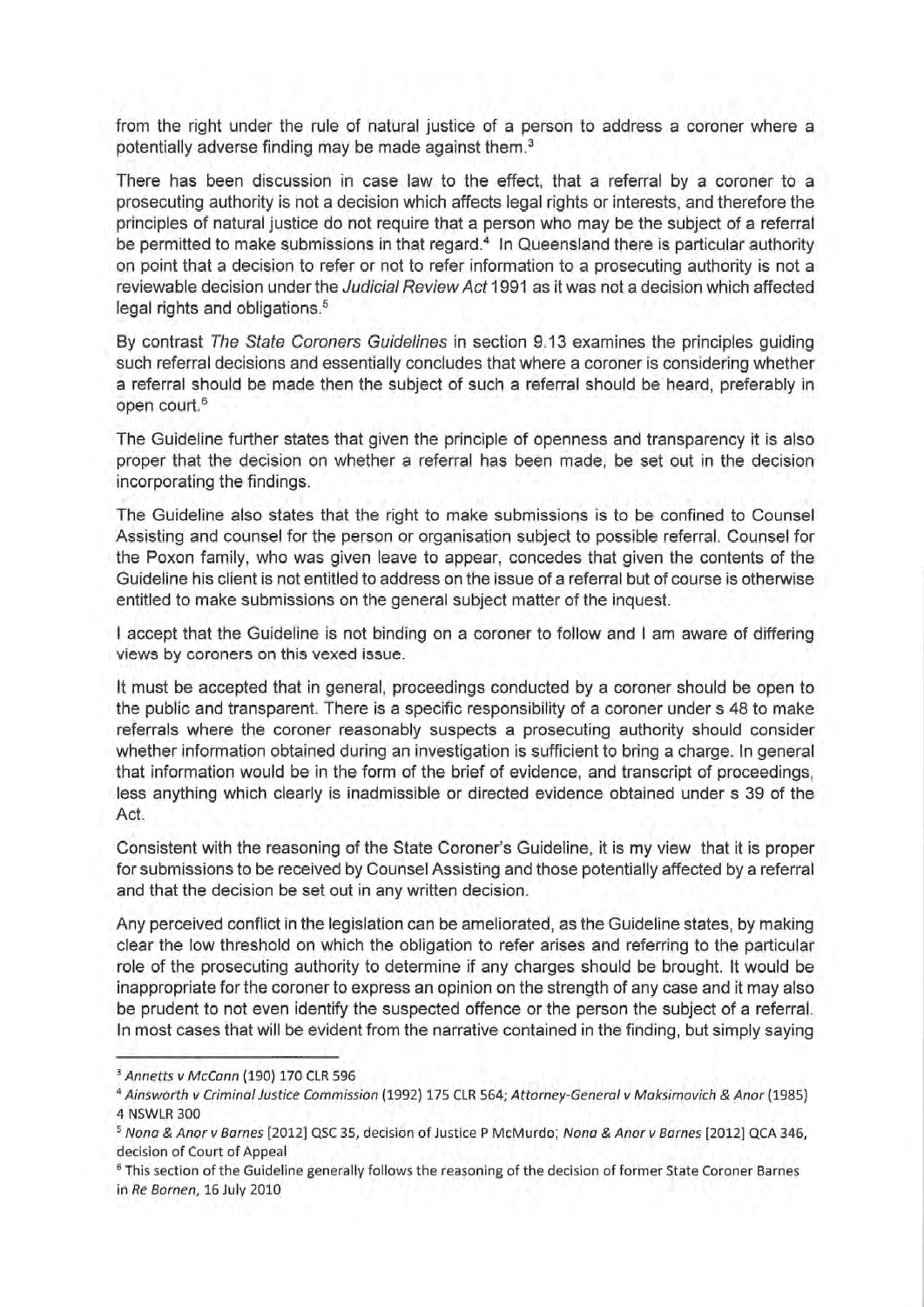from the right under the rule of natural justice of a person to address a coroner where a potentially adverse finding may be made against them.[3]

There has been discussion in case law to the effect, that a referral by a coroner to a prosecuting authority is not a decision which affects legal rights or interests, and therefore the principles of natural justice do not require that a person who may be the subject of a referral be permitted to make submissions in that regard.[4] In Queensland there is particular authority on point that a decision to refer or not to refer information to a prosecuting authority is not a reviewable decision under the *Judicial Review Act* 1991 as it was not a decision which affected legal rights and obligations.[5]

By contrast *The State Coroners Guidelines* in section 9.13 examines the principles guiding such referral decisions and essentially concludes that where a coroner is considering whether a referral should be made then the subject of such a referral should be heard, preferably in open court.[6]

The Guideline further states that given the principle of openness and transparency it is also proper that the decision on whether a referral has been made, be set out in the decision incorporating the findings.

The Guideline also states that the right to make submissions is to be confined to Counsel Assisting and counsel for the person or organisation subject to possible referral. Counsel for the Poxon family, who was given leave to appear, concedes that given the contents of the Guideline his client is not entitled to address on the issue of a referral but of course is otherwise entitled to make submissions on the general subject matter of the inquest.

I accept that the Guideline is not binding on a coroner to follow and I am aware of differing views by coroners on this vexed issue.

It must be accepted that in general, proceedings conducted by a coroner should be open to the public and transparent. There is a specific responsibility of a coroner under s 48 to make referrals where the coroner reasonably suspects a prosecuting authority should consider whether information obtained during an investigation is sufficient to bring a charge. In general that information would be in the form of the brief of evidence, and transcript of proceedings, less anything which clearly is inadmissible or directed evidence obtained under s 39 of the Act.

Consistent with the reasoning of the State Coroner's Guideline, it is my view that it is proper for submissions to be received by Counsel Assisting and those potentially affected by a referral and that the decision be set out in any written decision.

Any perceived conflict in the legislation can be ameliorated, as the Guideline states, by making clear the low threshold on which the obligation to refer arises and referring to the particular role of the prosecuting authority to determine if any charges should be brought. It would be inappropriate for the coroner to express an opinion on the strength of any case and it may also be prudent to not even identify the suspected offence or the person the subject of a referral. In most cases that will be evident from the narrative contained in the finding, but simply saying

---

[3] *Annetts v McCann* (190) 170 CLR 596

[4] *Ainsworth v Criminal Justice Commission* (1992) 175 CLR 564; *Attorney-General v Maksimovich & Anor* (1985) 4 NSWLR 300

[5] *Nona & Anor v Barnes* [2012] QSC 35, decision of Justice P McMurdo; *Nona & Anor v Barnes* [2012] QCA 346, decision of Court of Appeal

[6] This section of the Guideline generally follows the reasoning of the decision of former State Coroner Barnes in *Re Bornen*, 16 July 2010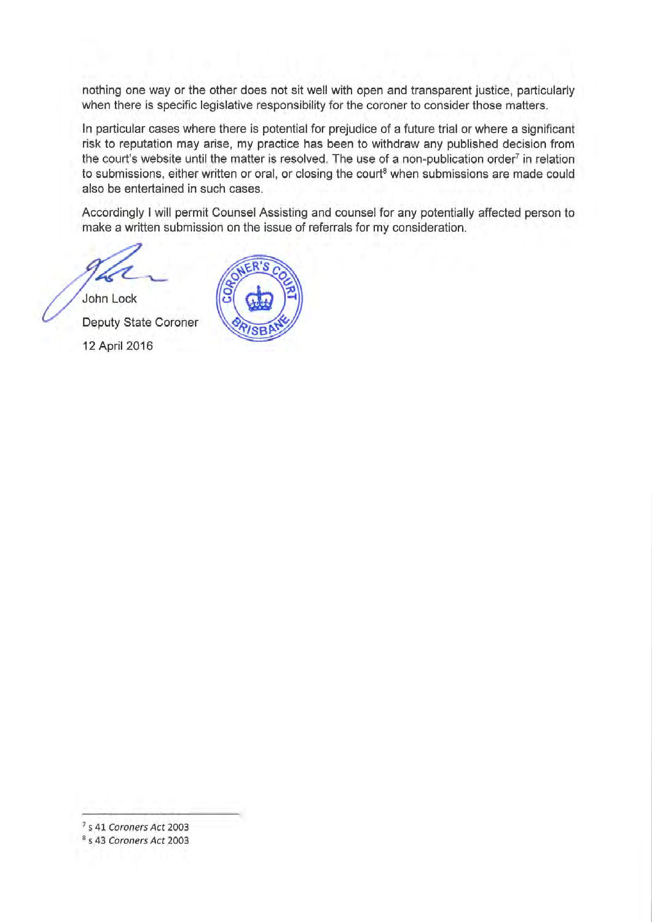nothing one way or the other does not sit well with open and transparent justice, particularly when there is specific legislative responsibility for the coroner to consider those matters.

In particular cases where there is potential for prejudice of a future trial or where a significant risk to reputation may arise, my practice has been to withdraw any published decision from the court's website until the matter is resolved. The use of a non-publication order[7] in relation to submissions, either written or oral, or closing the court[8] when submissions are made could also be entertained in such cases.

Accordingly I will permit Counsel Assisting and counsel for any potentially affected person to make a written submission on the issue of referrals for my consideration.

John Lock

Deputy State Coroner

12 April 2016

---

[7] s 41 *Coroners Act* 2003

[8] s 43 *Coroners Act* 2003